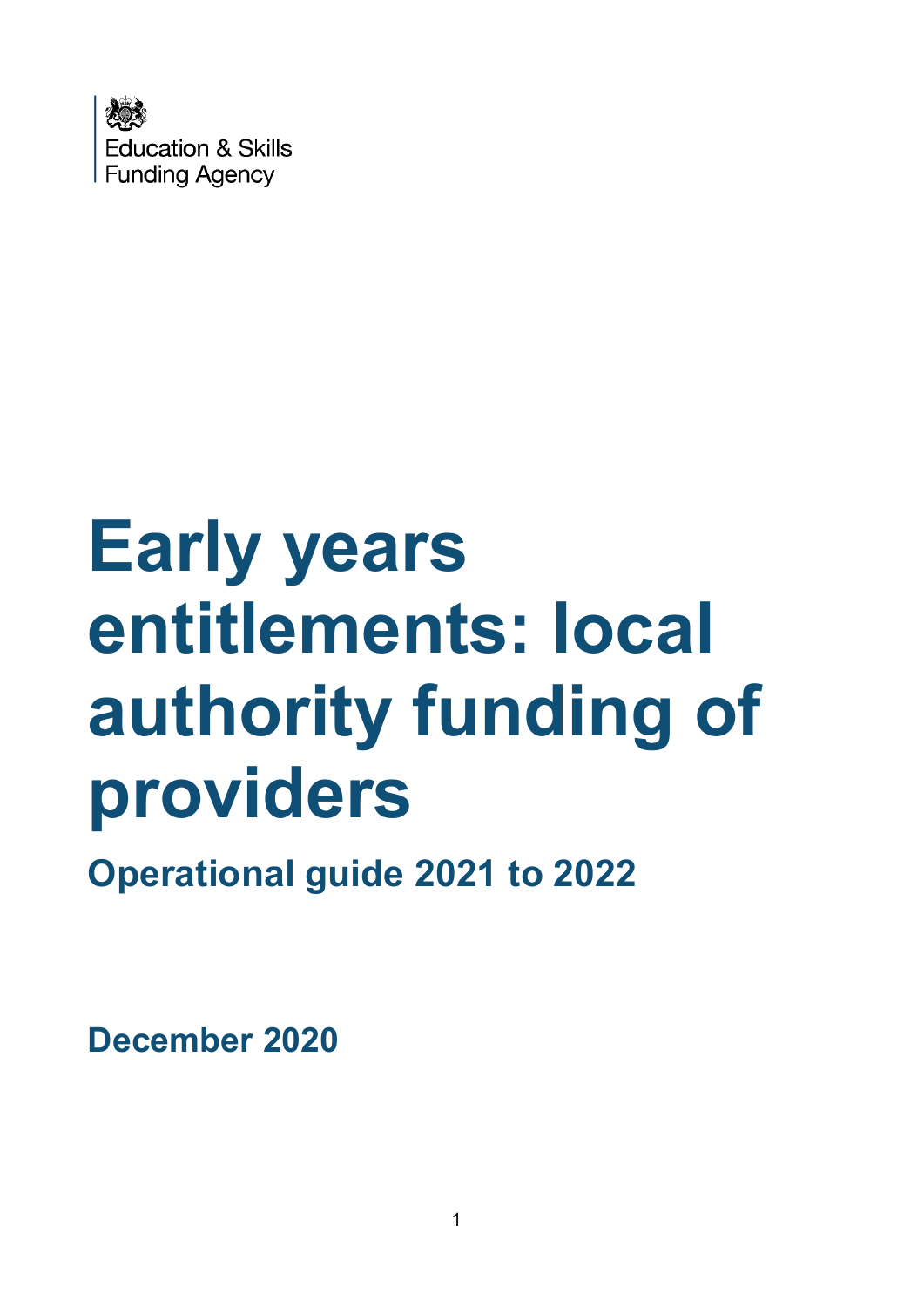Education & Skills Funding Agency

# Early years entitlements: local authority funding of providers

## Operational guide 2021 to 2022

**December 2020**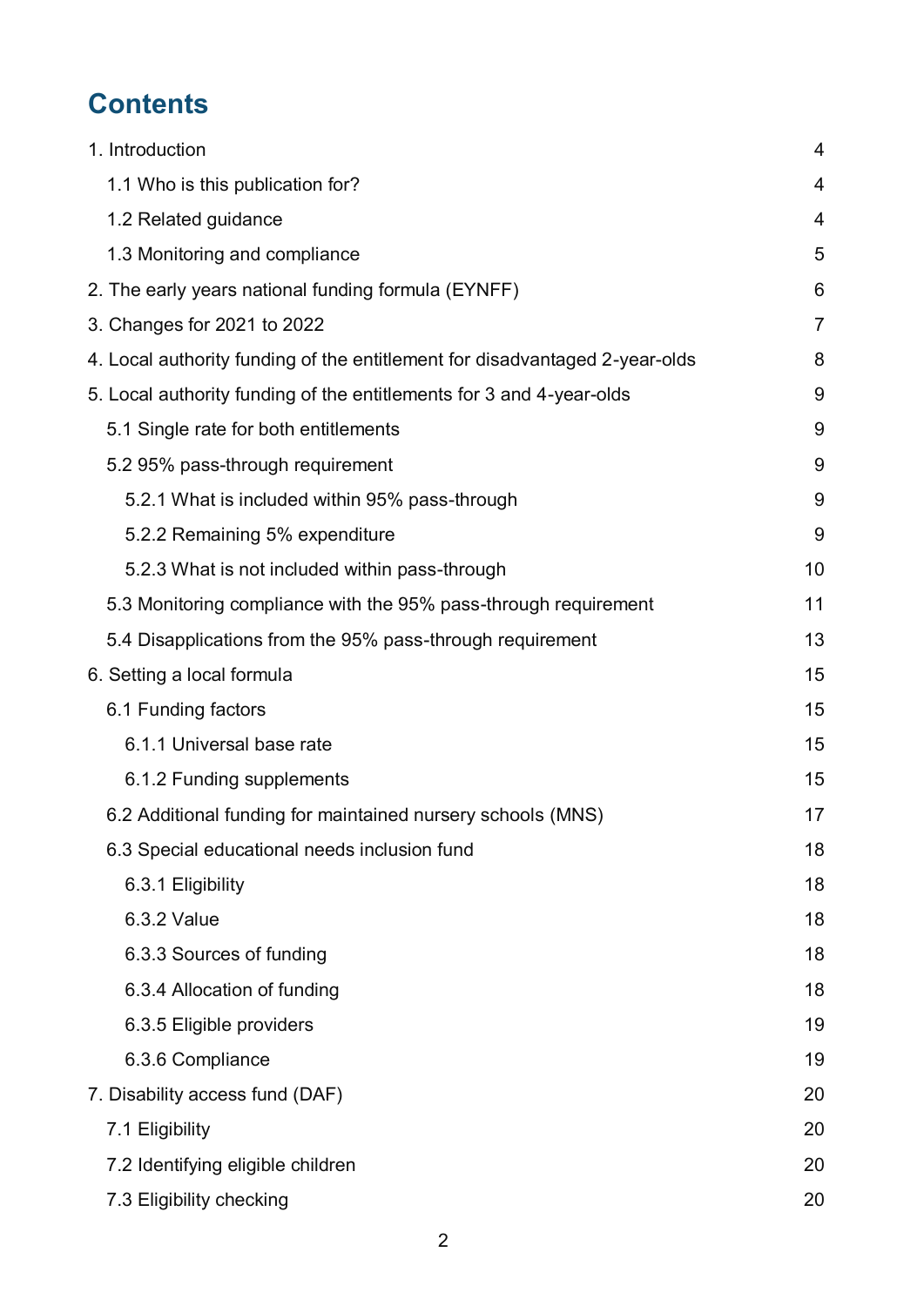# Contents

1. Introduction 4

  1.1 Who is this publication for? 4

  1.2 Related guidance 4

  1.3 Monitoring and compliance 5

2. The early years national funding formula (EYNFF) 6

3. Changes for 2021 to 2022 7

4. Local authority funding of the entitlement for disadvantaged 2-year-olds 8

5. Local authority funding of the entitlements for 3 and 4-year-olds 9

  5.1 Single rate for both entitlements 9

  5.2 95% pass-through requirement 9

    5.2.1 What is included within 95% pass-through 9

    5.2.2 Remaining 5% expenditure 9

    5.2.3 What is not included within pass-through 10

  5.3 Monitoring compliance with the 95% pass-through requirement 11

  5.4 Disapplications from the 95% pass-through requirement 13

6. Setting a local formula 15

  6.1 Funding factors 15

    6.1.1 Universal base rate 15

    6.1.2 Funding supplements 15

  6.2 Additional funding for maintained nursery schools (MNS) 17

  6.3 Special educational needs inclusion fund 18

    6.3.1 Eligibility 18

    6.3.2 Value 18

    6.3.3 Sources of funding 18

    6.3.4 Allocation of funding 18

    6.3.5 Eligible providers 19

    6.3.6 Compliance 19

7. Disability access fund (DAF) 20

  7.1 Eligibility 20

  7.2 Identifying eligible children 20

  7.3 Eligibility checking 20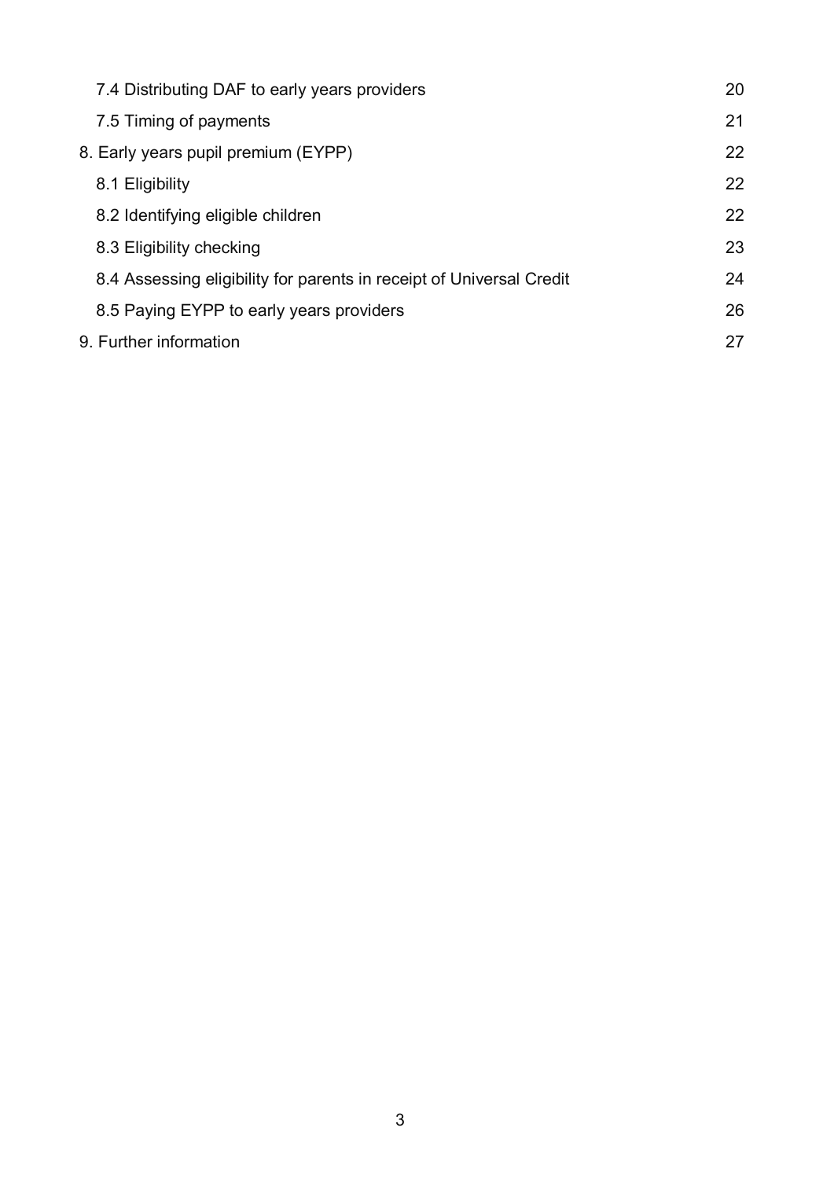| | |
|---|---|
| 7.4 Distributing DAF to early years providers | 20 |
| 7.5 Timing of payments | 21 |
| 8. Early years pupil premium (EYPP) | 22 |
| 8.1 Eligibility | 22 |
| 8.2 Identifying eligible children | 22 |
| 8.3 Eligibility checking | 23 |
| 8.4 Assessing eligibility for parents in receipt of Universal Credit | 24 |
| 8.5 Paying EYPP to early years providers | 26 |
| 9. Further information | 27 |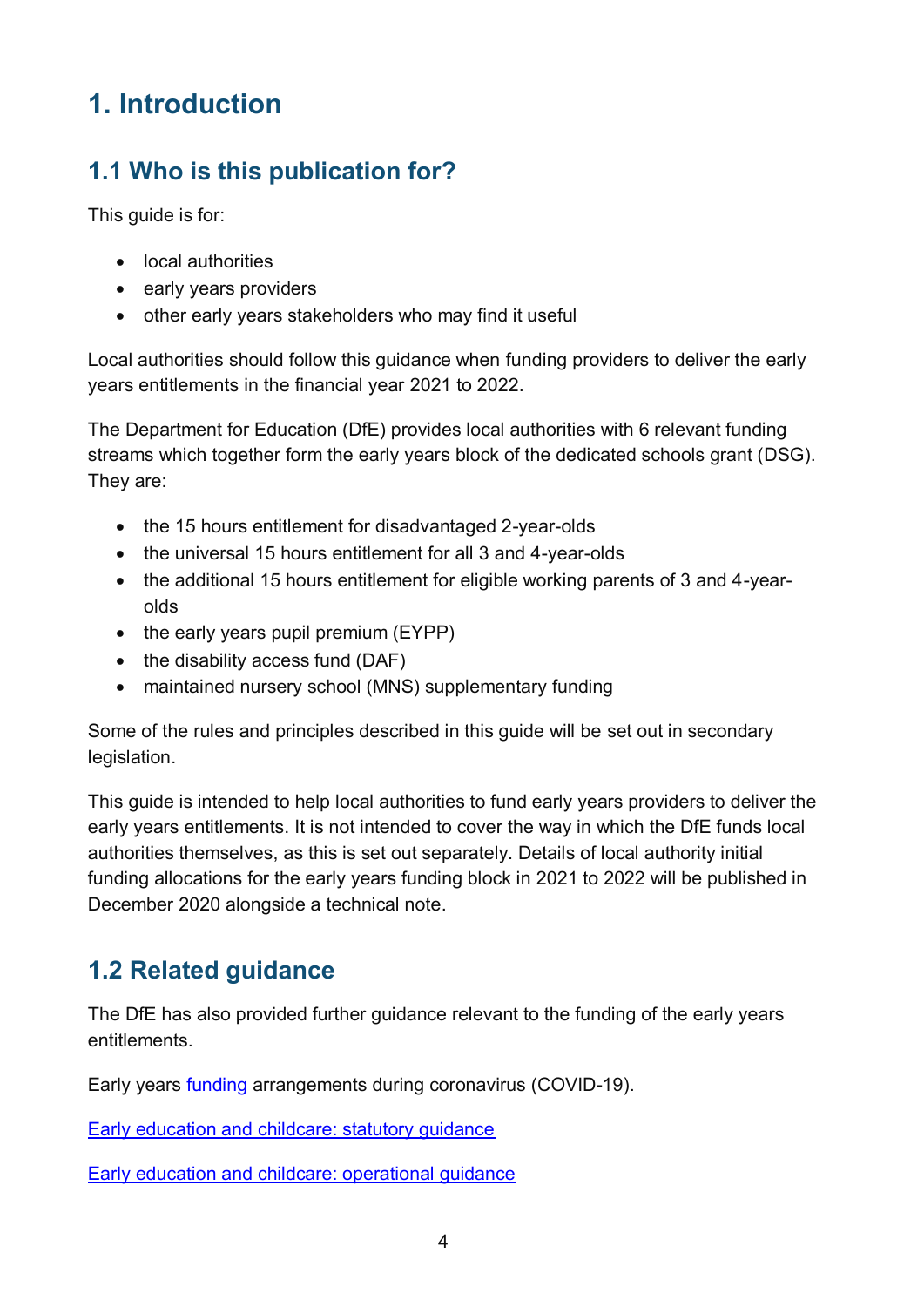# 1. Introduction

## 1.1 Who is this publication for?

This guide is for:

- local authorities
- early years providers
- other early years stakeholders who may find it useful

Local authorities should follow this guidance when funding providers to deliver the early years entitlements in the financial year 2021 to 2022.

The Department for Education (DfE) provides local authorities with 6 relevant funding streams which together form the early years block of the dedicated schools grant (DSG). They are:

- the 15 hours entitlement for disadvantaged 2-year-olds
- the universal 15 hours entitlement for all 3 and 4-year-olds
- the additional 15 hours entitlement for eligible working parents of 3 and 4-year-olds
- the early years pupil premium (EYPP)
- the disability access fund (DAF)
- maintained nursery school (MNS) supplementary funding

Some of the rules and principles described in this guide will be set out in secondary legislation.

This guide is intended to help local authorities to fund early years providers to deliver the early years entitlements. It is not intended to cover the way in which the DfE funds local authorities themselves, as this is set out separately. Details of local authority initial funding allocations for the early years funding block in 2021 to 2022 will be published in December 2020 alongside a technical note.

## 1.2 Related guidance

The DfE has also provided further guidance relevant to the funding of the early years entitlements.

Early years funding arrangements during coronavirus (COVID-19).

Early education and childcare: statutory guidance

Early education and childcare: operational guidance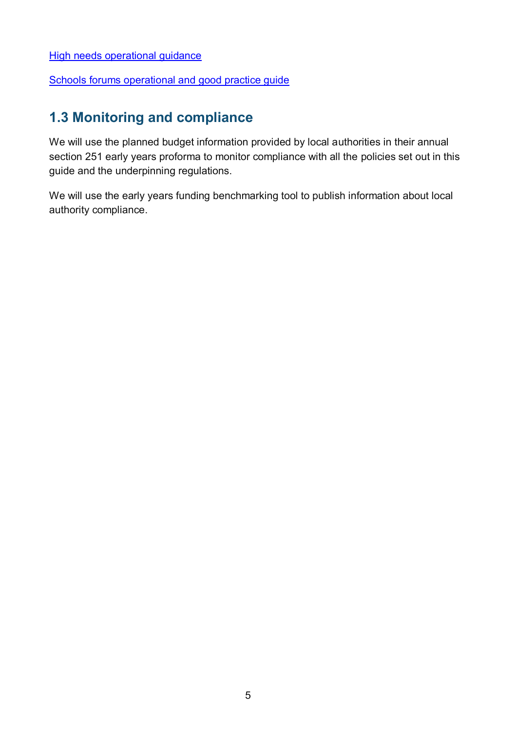High needs operational guidance

Schools forums operational and good practice guide

## 1.3 Monitoring and compliance

We will use the planned budget information provided by local authorities in their annual section 251 early years proforma to monitor compliance with all the policies set out in this guide and the underpinning regulations.

We will use the early years funding benchmarking tool to publish information about local authority compliance.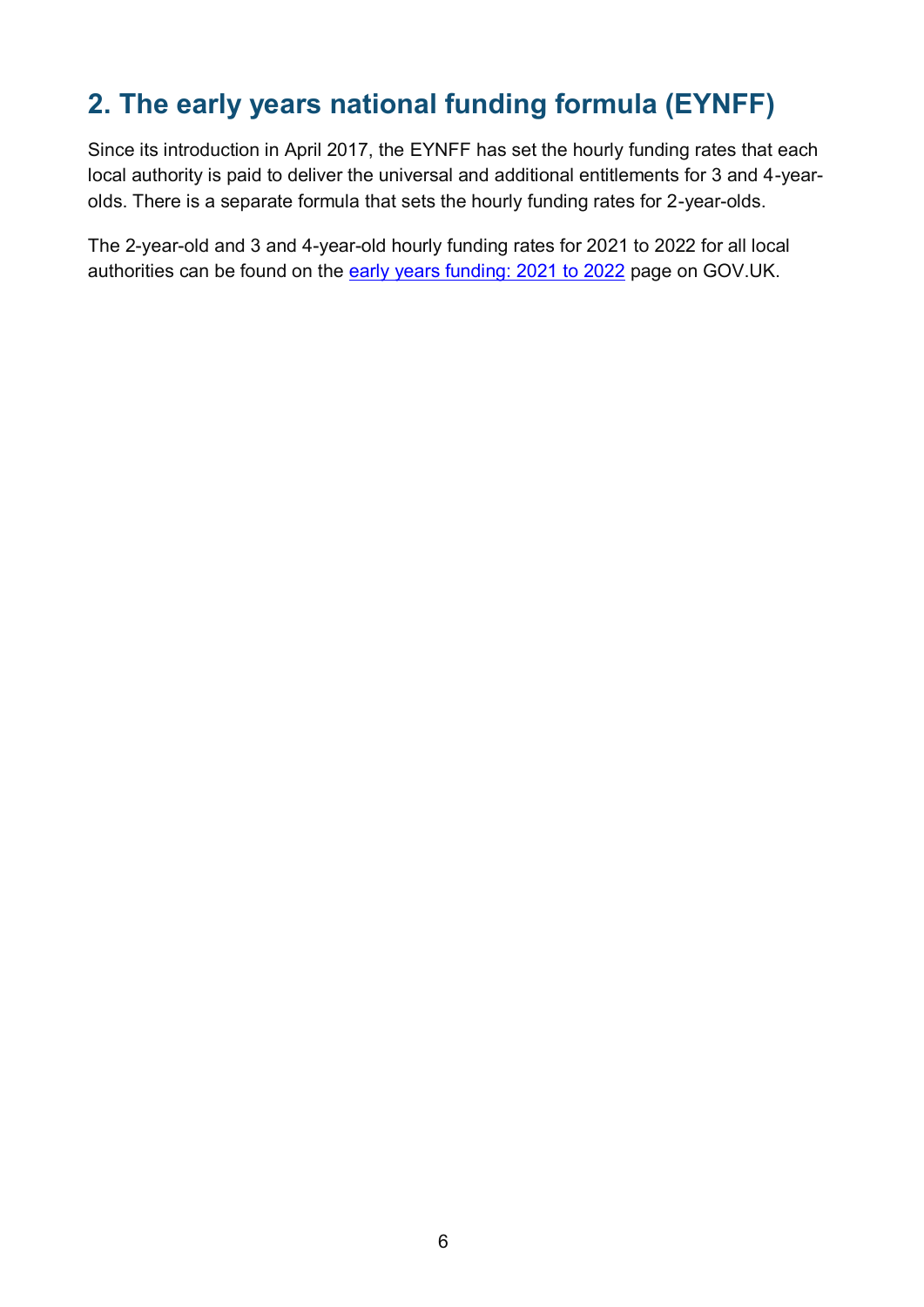## 2. The early years national funding formula (EYNFF)

Since its introduction in April 2017, the EYNFF has set the hourly funding rates that each local authority is paid to deliver the universal and additional entitlements for 3 and 4-year-olds. There is a separate formula that sets the hourly funding rates for 2-year-olds.

The 2-year-old and 3 and 4-year-old hourly funding rates for 2021 to 2022 for all local authorities can be found on the early years funding: 2021 to 2022 page on GOV.UK.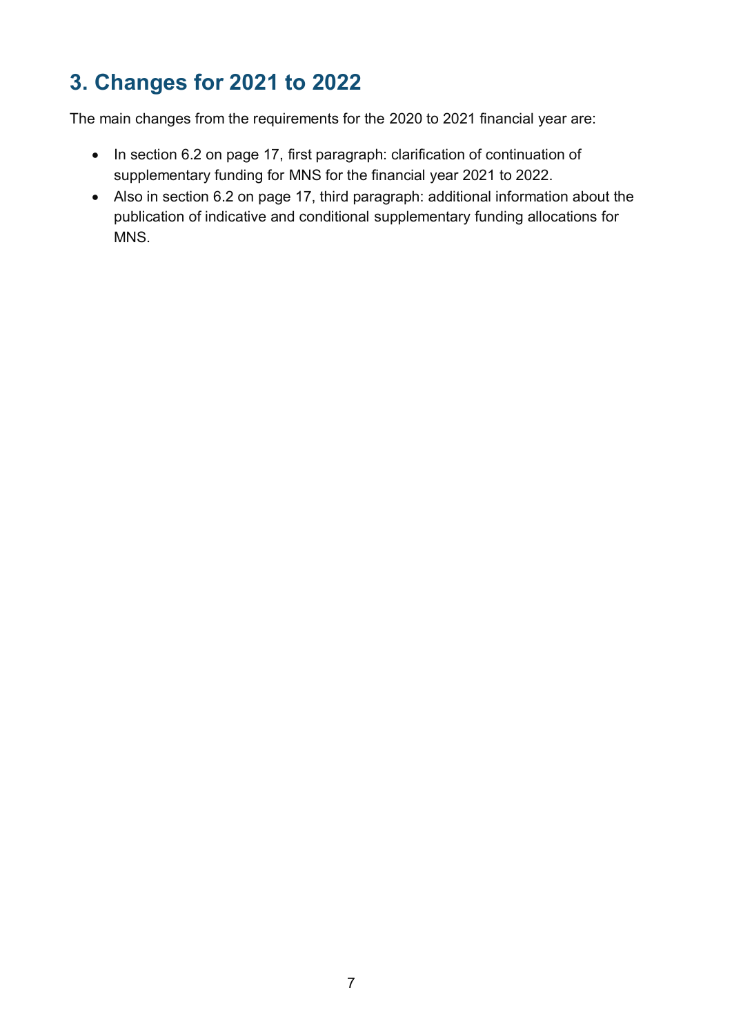# 3. Changes for 2021 to 2022

The main changes from the requirements for the 2020 to 2021 financial year are:

- In section 6.2 on page 17, first paragraph: clarification of continuation of supplementary funding for MNS for the financial year 2021 to 2022.
- Also in section 6.2 on page 17, third paragraph: additional information about the publication of indicative and conditional supplementary funding allocations for MNS.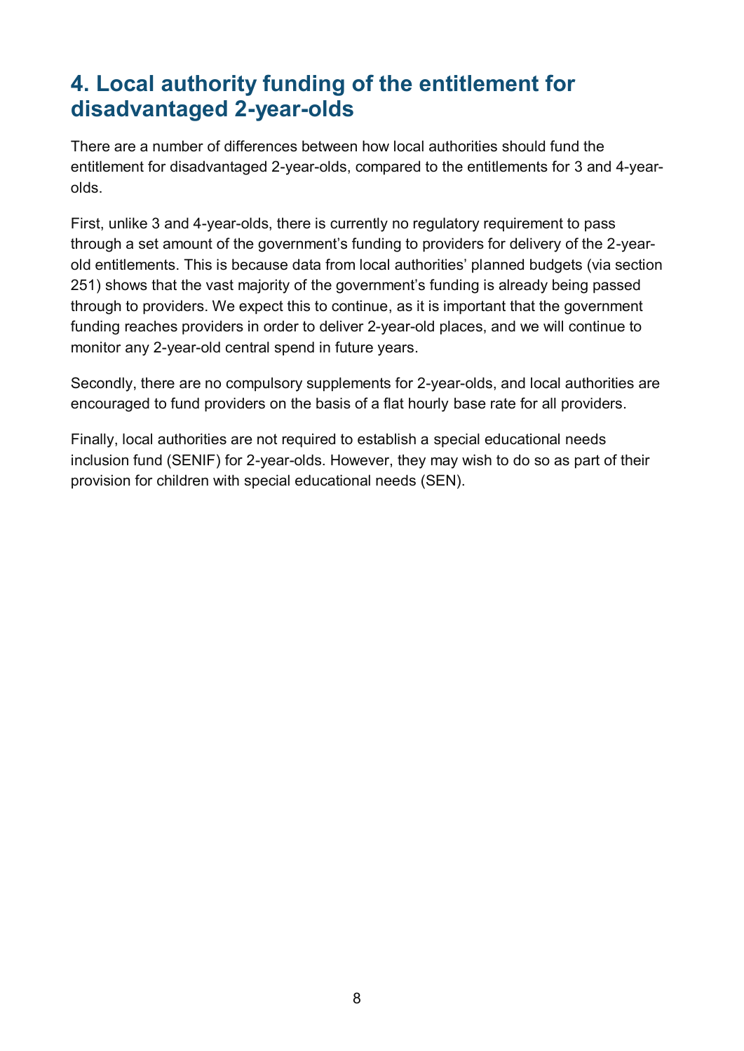## 4. Local authority funding of the entitlement for disadvantaged 2-year-olds

There are a number of differences between how local authorities should fund the entitlement for disadvantaged 2-year-olds, compared to the entitlements for 3 and 4-year-olds.

First, unlike 3 and 4-year-olds, there is currently no regulatory requirement to pass through a set amount of the government's funding to providers for delivery of the 2-year-old entitlements. This is because data from local authorities' planned budgets (via section 251) shows that the vast majority of the government's funding is already being passed through to providers. We expect this to continue, as it is important that the government funding reaches providers in order to deliver 2-year-old places, and we will continue to monitor any 2-year-old central spend in future years.

Secondly, there are no compulsory supplements for 2-year-olds, and local authorities are encouraged to fund providers on the basis of a flat hourly base rate for all providers.

Finally, local authorities are not required to establish a special educational needs inclusion fund (SENIF) for 2-year-olds. However, they may wish to do so as part of their provision for children with special educational needs (SEN).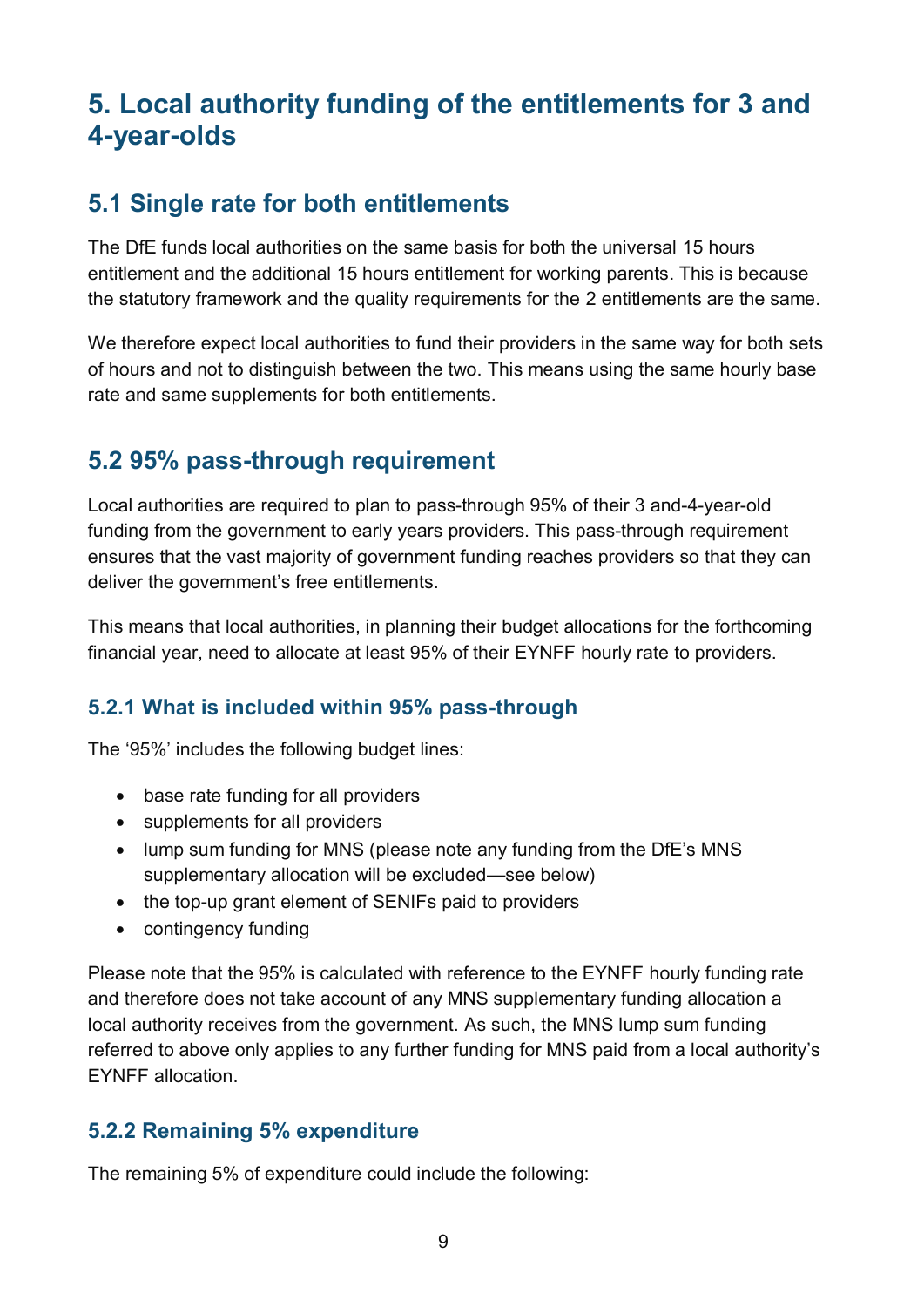# 5. Local authority funding of the entitlements for 3 and 4-year-olds

## 5.1 Single rate for both entitlements

The DfE funds local authorities on the same basis for both the universal 15 hours entitlement and the additional 15 hours entitlement for working parents. This is because the statutory framework and the quality requirements for the 2 entitlements are the same.

We therefore expect local authorities to fund their providers in the same way for both sets of hours and not to distinguish between the two. This means using the same hourly base rate and same supplements for both entitlements.

## 5.2 95% pass-through requirement

Local authorities are required to plan to pass-through 95% of their 3 and-4-year-old funding from the government to early years providers. This pass-through requirement ensures that the vast majority of government funding reaches providers so that they can deliver the government's free entitlements.

This means that local authorities, in planning their budget allocations for the forthcoming financial year, need to allocate at least 95% of their EYNFF hourly rate to providers.

### 5.2.1 What is included within 95% pass-through

The '95%' includes the following budget lines:

- base rate funding for all providers
- supplements for all providers
- lump sum funding for MNS (please note any funding from the DfE's MNS supplementary allocation will be excluded—see below)
- the top-up grant element of SENIFs paid to providers
- contingency funding

Please note that the 95% is calculated with reference to the EYNFF hourly funding rate and therefore does not take account of any MNS supplementary funding allocation a local authority receives from the government. As such, the MNS lump sum funding referred to above only applies to any further funding for MNS paid from a local authority's EYNFF allocation.

### 5.2.2 Remaining 5% expenditure

The remaining 5% of expenditure could include the following: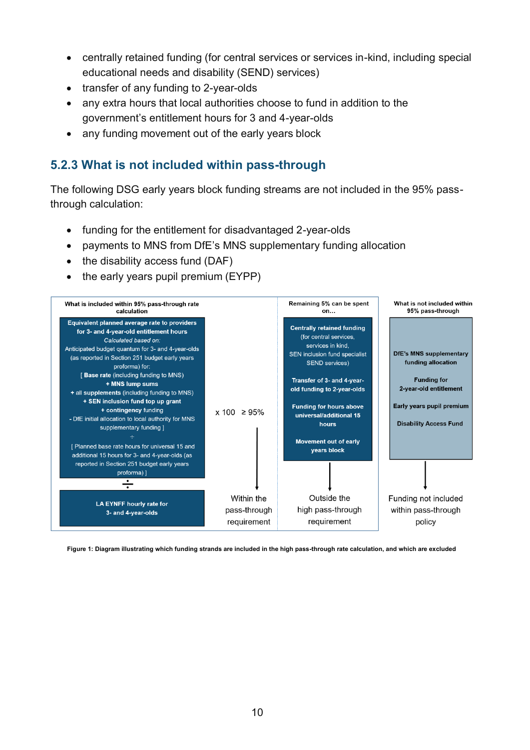- centrally retained funding (for central services or services in-kind, including special educational needs and disability (SEND) services)
- transfer of any funding to 2-year-olds
- any extra hours that local authorities choose to fund in addition to the government's entitlement hours for 3 and 4-year-olds
- any funding movement out of the early years block

### 5.2.3 What is not included within pass-through

The following DSG early years block funding streams are not included in the 95% pass-through calculation:

- funding for the entitlement for disadvantaged 2-year-olds
- payments to MNS from DfE's MNS supplementary funding allocation
- the disability access fund (DAF)
- the early years pupil premium (EYPP)

**What is included within 95% pass-through rate calculation**

**Equivalent planned average rate to providers for 3- and 4-year-old entitlement hours**
*Calculated based on:*
Anticipated budget quantum for 3- and 4-year-olds (as reported in Section 251 budget early years proforma) for:
[ **Base rate** (including funding to MNS)
**+ MNS lump sums**
+ all **supplements** (including funding to MNS)
**+ SEN inclusion fund top up grant**
**+ contingency** funding
- DfE initial allocation to local authority for MNS supplementary funding ]
÷
[ Planned base rate hours for universal 15 and additional 15 hours for 3- and 4-year-olds (as reported in Section 251 budget early years proforma) ]

÷

**LA EYNFF hourly rate for 3- and 4-year-olds**

x 100 ≥ 95% → Within the pass-through requirement

**Remaining 5% can be spent on…**

**Centrally retained funding** (for central services, services in kind, SEN inclusion fund specialist SEND services)

**Transfer of 3- and 4-year-old funding to 2-year-olds**

**Funding for hours above universal/additional 15 hours**

**Movement out of early years block**

→ Outside the high pass-through requirement

**What is not included within 95% pass-through**

**DfE's MNS supplementary funding allocation**

**Funding for 2-year-old entitlement**

**Early years pupil premium**

**Disability Access Fund**

→ Funding not included within pass-through policy

**Figure 1: Diagram illustrating which funding strands are included in the high pass-through rate calculation, and which are excluded**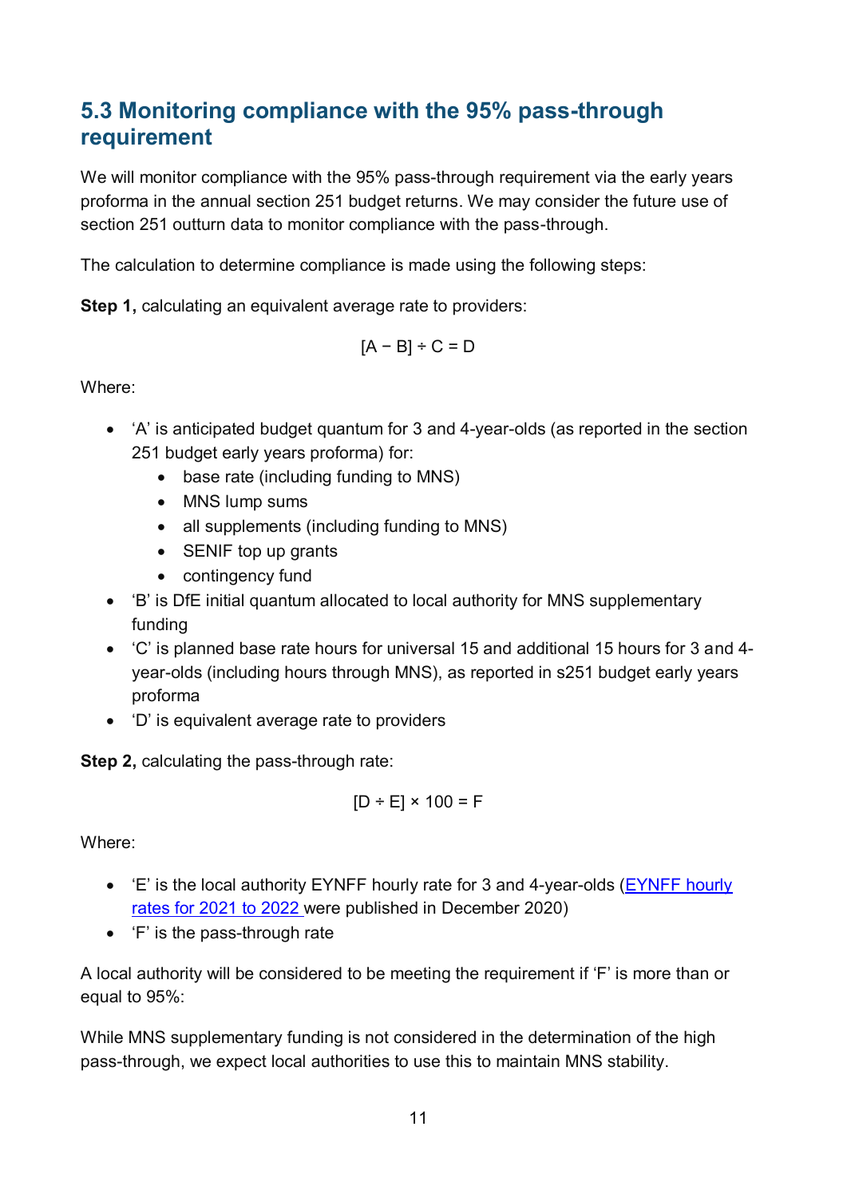## 5.3 Monitoring compliance with the 95% pass-through requirement

We will monitor compliance with the 95% pass-through requirement via the early years proforma in the annual section 251 budget returns. We may consider the future use of section 251 outturn data to monitor compliance with the pass-through.

The calculation to determine compliance is made using the following steps:

**Step 1,** calculating an equivalent average rate to providers:

$$[A - B] \div C = D$$

Where:

- 'A' is anticipated budget quantum for 3 and 4-year-olds (as reported in the section 251 budget early years proforma) for:
  - base rate (including funding to MNS)
  - MNS lump sums
  - all supplements (including funding to MNS)
  - SENIF top up grants
  - contingency fund
- 'B' is DfE initial quantum allocated to local authority for MNS supplementary funding
- 'C' is planned base rate hours for universal 15 and additional 15 hours for 3 and 4-year-olds (including hours through MNS), as reported in s251 budget early years proforma
- 'D' is equivalent average rate to providers

**Step 2,** calculating the pass-through rate:

$$[D \div E] \times 100 = F$$

Where:

- 'E' is the local authority EYNFF hourly rate for 3 and 4-year-olds (EYNFF hourly rates for 2021 to 2022 were published in December 2020)
- 'F' is the pass-through rate

A local authority will be considered to be meeting the requirement if 'F' is more than or equal to 95%:

While MNS supplementary funding is not considered in the determination of the high pass-through, we expect local authorities to use this to maintain MNS stability.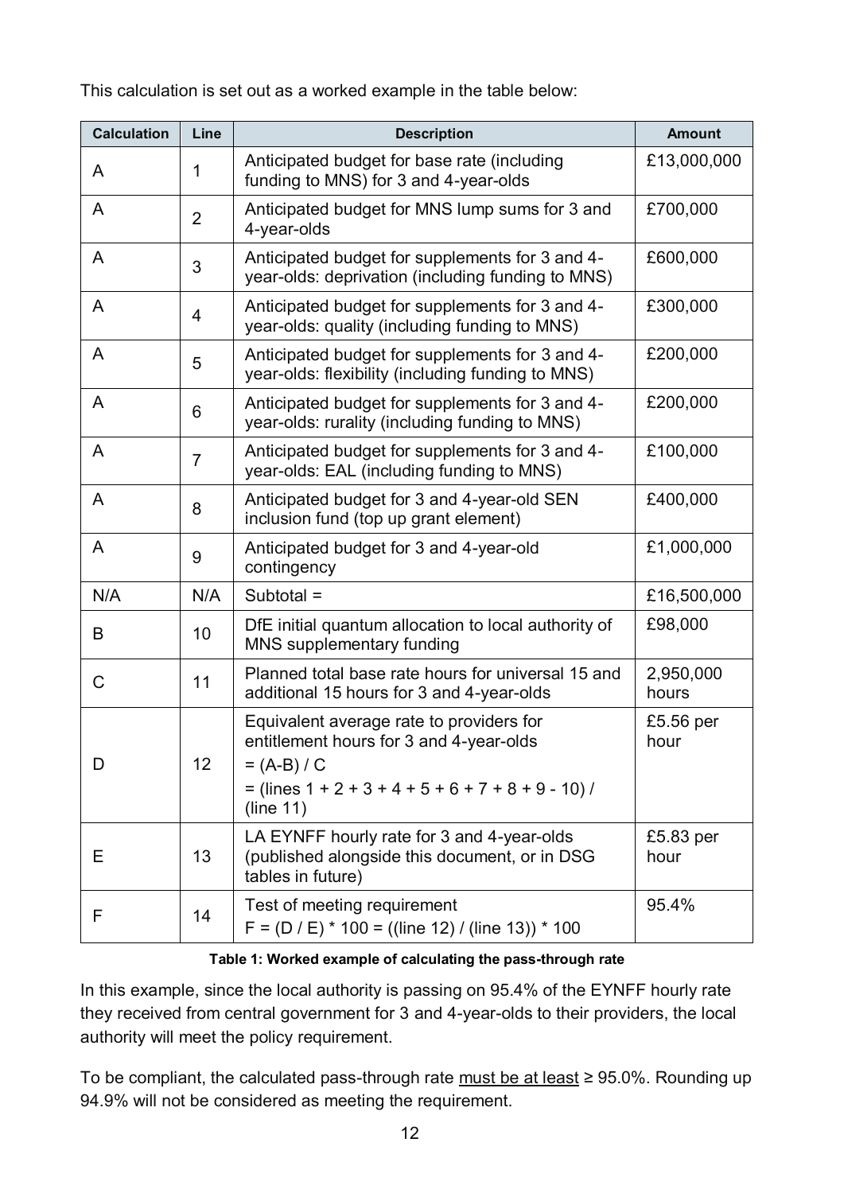This calculation is set out as a worked example in the table below:

| Calculation | Line | Description | Amount |
|---|---|---|---|
| A | 1 | Anticipated budget for base rate (including funding to MNS) for 3 and 4-year-olds | £13,000,000 |
| A | 2 | Anticipated budget for MNS lump sums for 3 and 4-year-olds | £700,000 |
| A | 3 | Anticipated budget for supplements for 3 and 4-year-olds: deprivation (including funding to MNS) | £600,000 |
| A | 4 | Anticipated budget for supplements for 3 and 4-year-olds: quality (including funding to MNS) | £300,000 |
| A | 5 | Anticipated budget for supplements for 3 and 4-year-olds: flexibility (including funding to MNS) | £200,000 |
| A | 6 | Anticipated budget for supplements for 3 and 4-year-olds: rurality (including funding to MNS) | £200,000 |
| A | 7 | Anticipated budget for supplements for 3 and 4-year-olds: EAL (including funding to MNS) | £100,000 |
| A | 8 | Anticipated budget for 3 and 4-year-old SEN inclusion fund (top up grant element) | £400,000 |
| A | 9 | Anticipated budget for 3 and 4-year-old contingency | £1,000,000 |
| N/A | N/A | Subtotal = | £16,500,000 |
| B | 10 | DfE initial quantum allocation to local authority of MNS supplementary funding | £98,000 |
| C | 11 | Planned total base rate hours for universal 15 and additional 15 hours for 3 and 4-year-olds | 2,950,000 hours |
| D | 12 | Equivalent average rate to providers for entitlement hours for 3 and 4-year-olds<br>= (A-B) / C<br>= (lines 1 + 2 + 3 + 4 + 5 + 6 + 7 + 8 + 9 - 10) / (line 11) | £5.56 per hour |
| E | 13 | LA EYNFF hourly rate for 3 and 4-year-olds (published alongside this document, or in DSG tables in future) | £5.83 per hour |
| F | 14 | Test of meeting requirement<br>F = (D / E) * 100 = ((line 12) / (line 13)) * 100 | 95.4% |

**Table 1: Worked example of calculating the pass-through rate**

In this example, since the local authority is passing on 95.4% of the EYNFF hourly rate they received from central government for 3 and 4-year-olds to their providers, the local authority will meet the policy requirement.

To be compliant, the calculated pass-through rate must be at least ≥ 95.0%. Rounding up 94.9% will not be considered as meeting the requirement.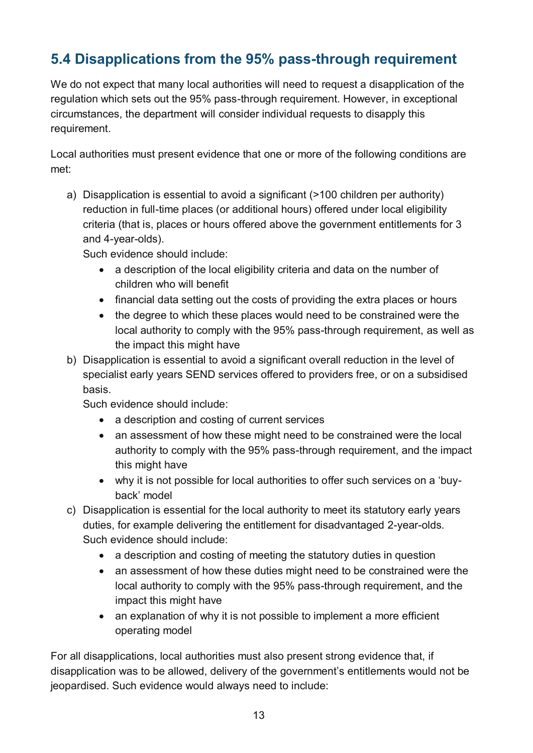## 5.4 Disapplications from the 95% pass-through requirement

We do not expect that many local authorities will need to request a disapplication of the regulation which sets out the 95% pass-through requirement. However, in exceptional circumstances, the department will consider individual requests to disapply this requirement.

Local authorities must present evidence that one or more of the following conditions are met:

a) Disapplication is essential to avoid a significant (>100 children per authority) reduction in full-time places (or additional hours) offered under local eligibility criteria (that is, places or hours offered above the government entitlements for 3 and 4-year-olds).
   Such evidence should include:
   - a description of the local eligibility criteria and data on the number of children who will benefit
   - financial data setting out the costs of providing the extra places or hours
   - the degree to which these places would need to be constrained were the local authority to comply with the 95% pass-through requirement, as well as the impact this might have

b) Disapplication is essential to avoid a significant overall reduction in the level of specialist early years SEND services offered to providers free, or on a subsidised basis.
   Such evidence should include:
   - a description and costing of current services
   - an assessment of how these might need to be constrained were the local authority to comply with the 95% pass-through requirement, and the impact this might have
   - why it is not possible for local authorities to offer such services on a 'buy-back' model

c) Disapplication is essential for the local authority to meet its statutory early years duties, for example delivering the entitlement for disadvantaged 2-year-olds.
   Such evidence should include:
   - a description and costing of meeting the statutory duties in question
   - an assessment of how these duties might need to be constrained were the local authority to comply with the 95% pass-through requirement, and the impact this might have
   - an explanation of why it is not possible to implement a more efficient operating model

For all disapplications, local authorities must also present strong evidence that, if disapplication was to be allowed, delivery of the government's entitlements would not be jeopardised. Such evidence would always need to include: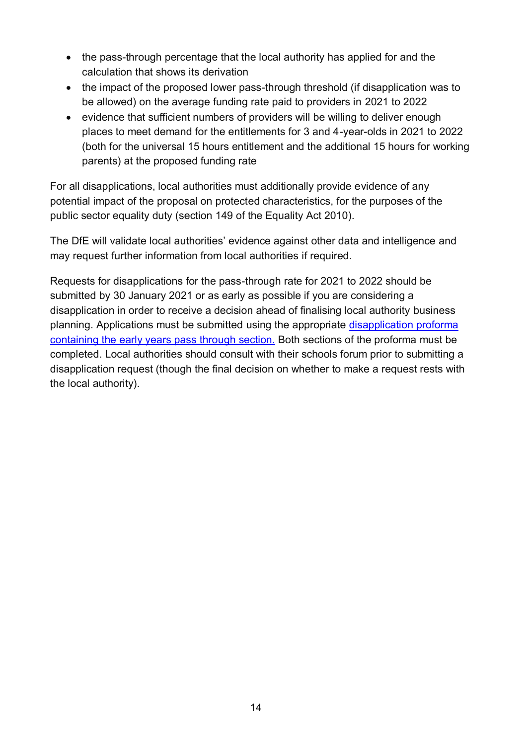- the pass-through percentage that the local authority has applied for and the calculation that shows its derivation
- the impact of the proposed lower pass-through threshold (if disapplication was to be allowed) on the average funding rate paid to providers in 2021 to 2022
- evidence that sufficient numbers of providers will be willing to deliver enough places to meet demand for the entitlements for 3 and 4-year-olds in 2021 to 2022 (both for the universal 15 hours entitlement and the additional 15 hours for working parents) at the proposed funding rate

For all disapplications, local authorities must additionally provide evidence of any potential impact of the proposal on protected characteristics, for the purposes of the public sector equality duty (section 149 of the Equality Act 2010).

The DfE will validate local authorities' evidence against other data and intelligence and may request further information from local authorities if required.

Requests for disapplications for the pass-through rate for 2021 to 2022 should be submitted by 30 January 2021 or as early as possible if you are considering a disapplication in order to receive a decision ahead of finalising local authority business planning. Applications must be submitted using the appropriate [disapplication proforma containing the early years pass through section.] Both sections of the proforma must be completed. Local authorities should consult with their schools forum prior to submitting a disapplication request (though the final decision on whether to make a request rests with the local authority).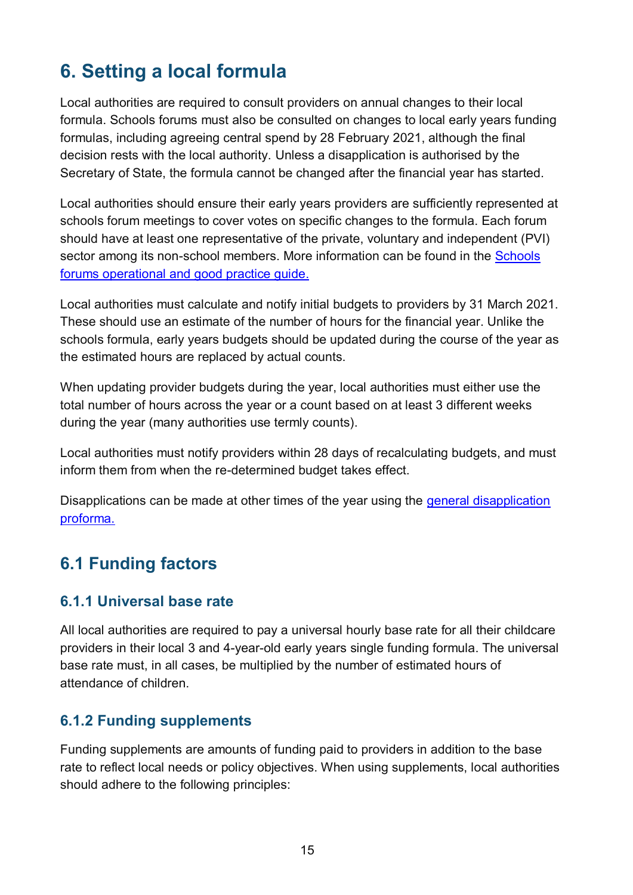# 6. Setting a local formula

Local authorities are required to consult providers on annual changes to their local formula. Schools forums must also be consulted on changes to local early years funding formulas, including agreeing central spend by 28 February 2021, although the final decision rests with the local authority. Unless a disapplication is authorised by the Secretary of State, the formula cannot be changed after the financial year has started.

Local authorities should ensure their early years providers are sufficiently represented at schools forum meetings to cover votes on specific changes to the formula. Each forum should have at least one representative of the private, voluntary and independent (PVI) sector among its non-school members. More information can be found in the Schools forums operational and good practice guide.

Local authorities must calculate and notify initial budgets to providers by 31 March 2021. These should use an estimate of the number of hours for the financial year. Unlike the schools formula, early years budgets should be updated during the course of the year as the estimated hours are replaced by actual counts.

When updating provider budgets during the year, local authorities must either use the total number of hours across the year or a count based on at least 3 different weeks during the year (many authorities use termly counts).

Local authorities must notify providers within 28 days of recalculating budgets, and must inform them from when the re-determined budget takes effect.

Disapplications can be made at other times of the year using the general disapplication proforma.

## 6.1 Funding factors

### 6.1.1 Universal base rate

All local authorities are required to pay a universal hourly base rate for all their childcare providers in their local 3 and 4-year-old early years single funding formula. The universal base rate must, in all cases, be multiplied by the number of estimated hours of attendance of children.

### 6.1.2 Funding supplements

Funding supplements are amounts of funding paid to providers in addition to the base rate to reflect local needs or policy objectives. When using supplements, local authorities should adhere to the following principles: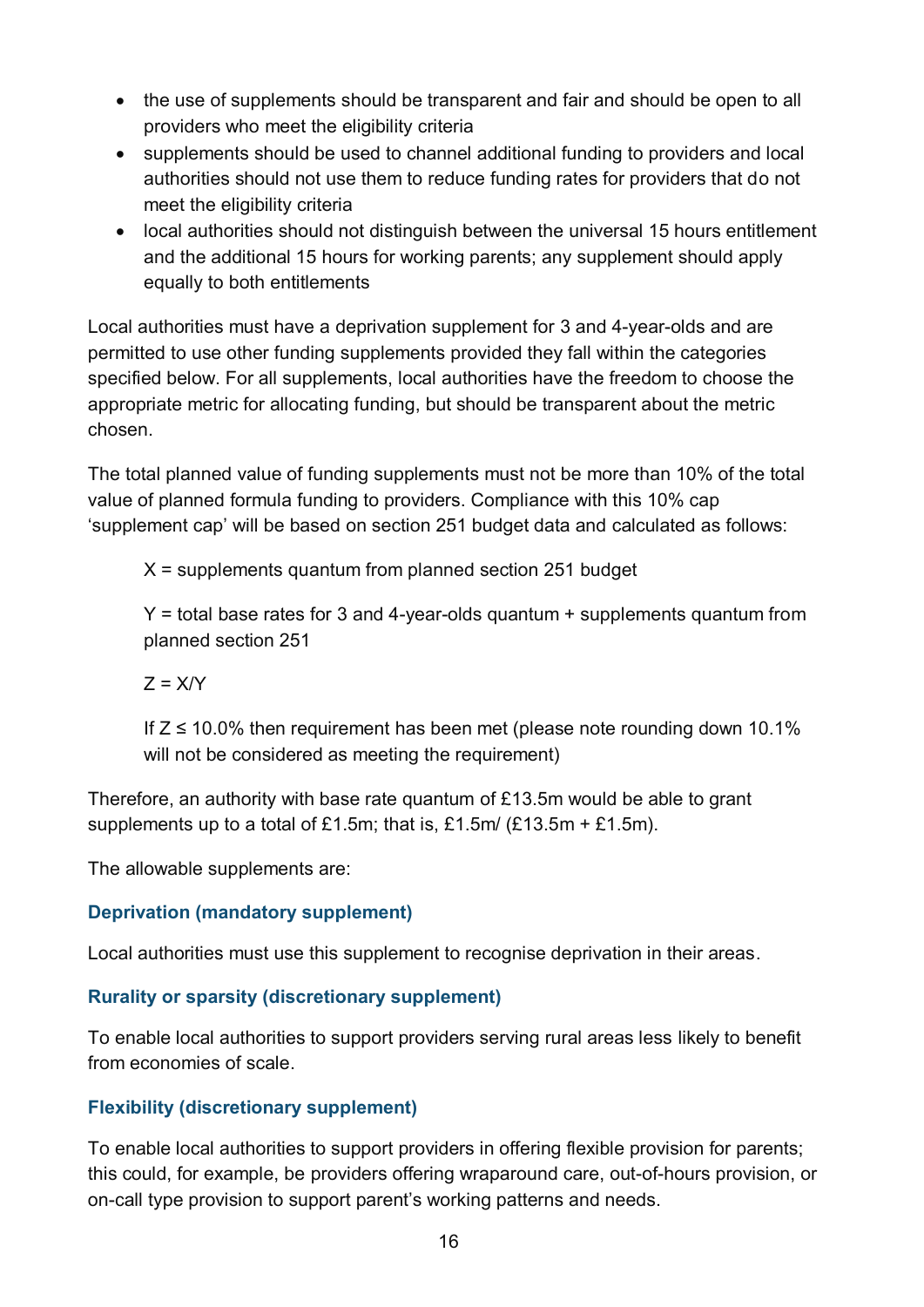- the use of supplements should be transparent and fair and should be open to all providers who meet the eligibility criteria
- supplements should be used to channel additional funding to providers and local authorities should not use them to reduce funding rates for providers that do not meet the eligibility criteria
- local authorities should not distinguish between the universal 15 hours entitlement and the additional 15 hours for working parents; any supplement should apply equally to both entitlements

Local authorities must have a deprivation supplement for 3 and 4-year-olds and are permitted to use other funding supplements provided they fall within the categories specified below. For all supplements, local authorities have the freedom to choose the appropriate metric for allocating funding, but should be transparent about the metric chosen.

The total planned value of funding supplements must not be more than 10% of the total value of planned formula funding to providers. Compliance with this 10% cap 'supplement cap' will be based on section 251 budget data and calculated as follows:

> X = supplements quantum from planned section 251 budget
>
> Y = total base rates for 3 and 4-year-olds quantum + supplements quantum from planned section 251
>
> Z = X/Y
>
> If Z ≤ 10.0% then requirement has been met (please note rounding down 10.1% will not be considered as meeting the requirement)

Therefore, an authority with base rate quantum of £13.5m would be able to grant supplements up to a total of £1.5m; that is, £1.5m/ (£13.5m + £1.5m).

The allowable supplements are:

### Deprivation (mandatory supplement)

Local authorities must use this supplement to recognise deprivation in their areas.

### Rurality or sparsity (discretionary supplement)

To enable local authorities to support providers serving rural areas less likely to benefit from economies of scale.

### Flexibility (discretionary supplement)

To enable local authorities to support providers in offering flexible provision for parents; this could, for example, be providers offering wraparound care, out-of-hours provision, or on-call type provision to support parent's working patterns and needs.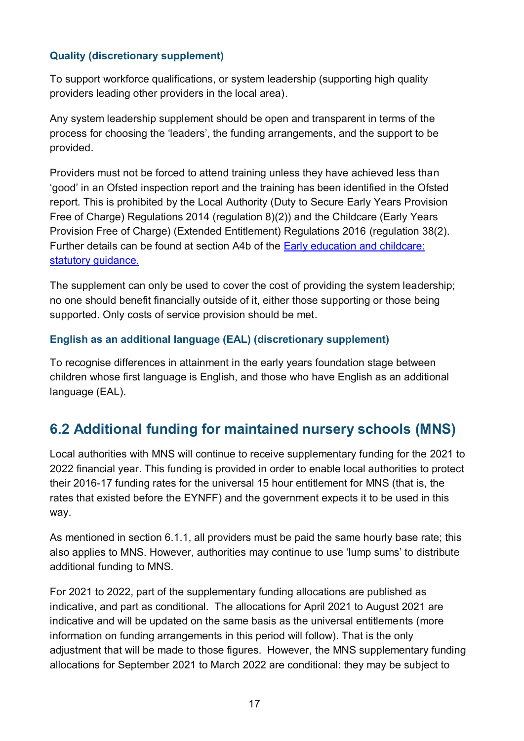#### Quality (discretionary supplement)

To support workforce qualifications, or system leadership (supporting high quality providers leading other providers in the local area).

Any system leadership supplement should be open and transparent in terms of the process for choosing the 'leaders', the funding arrangements, and the support to be provided.

Providers must not be forced to attend training unless they have achieved less than 'good' in an Ofsted inspection report and the training has been identified in the Ofsted report. This is prohibited by the Local Authority (Duty to Secure Early Years Provision Free of Charge) Regulations 2014 (regulation 8)(2)) and the Childcare (Early Years Provision Free of Charge) (Extended Entitlement) Regulations 2016 (regulation 38(2). Further details can be found at section A4b of the [Early education and childcare: statutory guidance.]()

The supplement can only be used to cover the cost of providing the system leadership; no one should benefit financially outside of it, either those supporting or those being supported. Only costs of service provision should be met.

#### English as an additional language (EAL) (discretionary supplement)

To recognise differences in attainment in the early years foundation stage between children whose first language is English, and those who have English as an additional language (EAL).

## 6.2 Additional funding for maintained nursery schools (MNS)

Local authorities with MNS will continue to receive supplementary funding for the 2021 to 2022 financial year. This funding is provided in order to enable local authorities to protect their 2016-17 funding rates for the universal 15 hour entitlement for MNS (that is, the rates that existed before the EYNFF) and the government expects it to be used in this way.

As mentioned in section 6.1.1, all providers must be paid the same hourly base rate; this also applies to MNS. However, authorities may continue to use 'lump sums' to distribute additional funding to MNS.

For 2021 to 2022, part of the supplementary funding allocations are published as indicative, and part as conditional. The allocations for April 2021 to August 2021 are indicative and will be updated on the same basis as the universal entitlements (more information on funding arrangements in this period will follow). That is the only adjustment that will be made to those figures. However, the MNS supplementary funding allocations for September 2021 to March 2022 are conditional: they may be subject to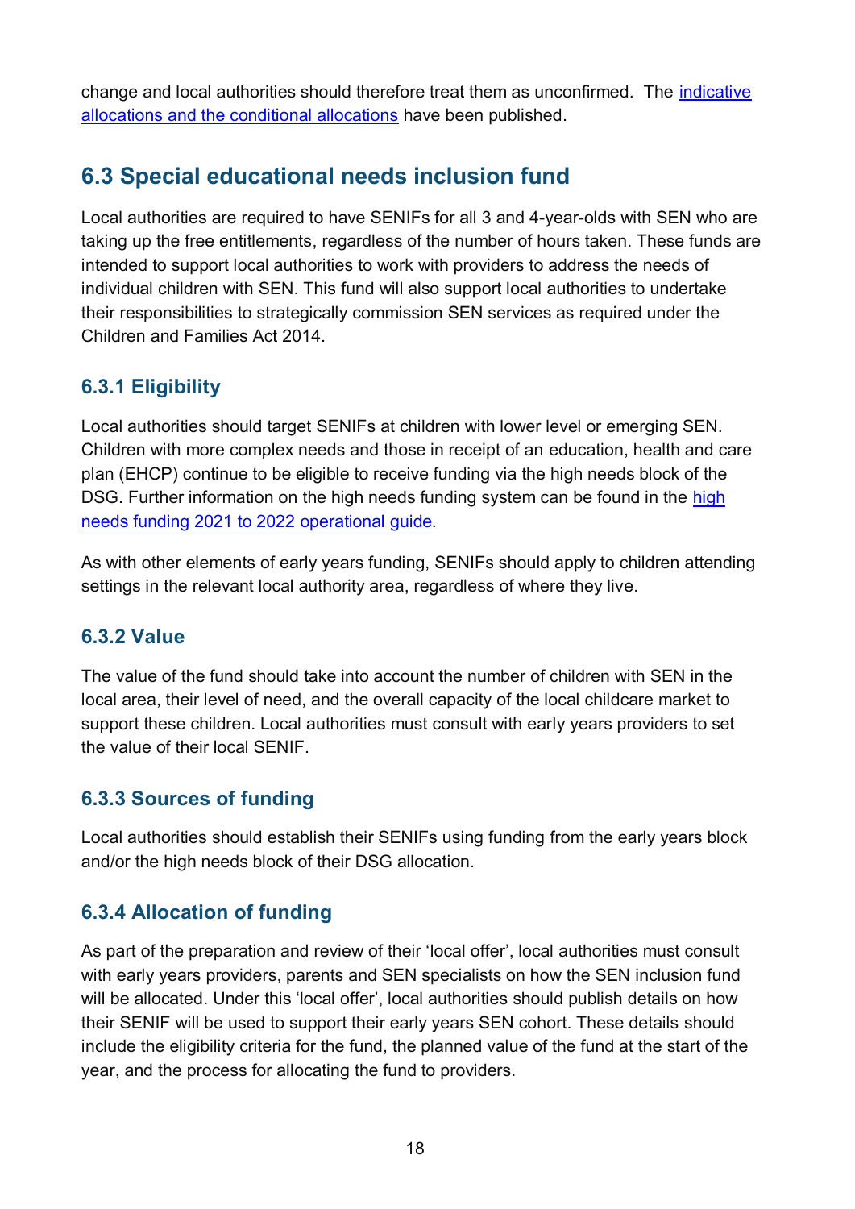change and local authorities should therefore treat them as unconfirmed. The [indicative allocations and the conditional allocations]() have been published.

## 6.3 Special educational needs inclusion fund

Local authorities are required to have SENIFs for all 3 and 4-year-olds with SEN who are taking up the free entitlements, regardless of the number of hours taken. These funds are intended to support local authorities to work with providers to address the needs of individual children with SEN. This fund will also support local authorities to undertake their responsibilities to strategically commission SEN services as required under the Children and Families Act 2014.

### 6.3.1 Eligibility

Local authorities should target SENIFs at children with lower level or emerging SEN. Children with more complex needs and those in receipt of an education, health and care plan (EHCP) continue to be eligible to receive funding via the high needs block of the DSG. Further information on the high needs funding system can be found in the [high needs funding 2021 to 2022 operational guide]().

As with other elements of early years funding, SENIFs should apply to children attending settings in the relevant local authority area, regardless of where they live.

### 6.3.2 Value

The value of the fund should take into account the number of children with SEN in the local area, their level of need, and the overall capacity of the local childcare market to support these children. Local authorities must consult with early years providers to set the value of their local SENIF.

### 6.3.3 Sources of funding

Local authorities should establish their SENIFs using funding from the early years block and/or the high needs block of their DSG allocation.

### 6.3.4 Allocation of funding

As part of the preparation and review of their 'local offer', local authorities must consult with early years providers, parents and SEN specialists on how the SEN inclusion fund will be allocated. Under this 'local offer', local authorities should publish details on how their SENIF will be used to support their early years SEN cohort. These details should include the eligibility criteria for the fund, the planned value of the fund at the start of the year, and the process for allocating the fund to providers.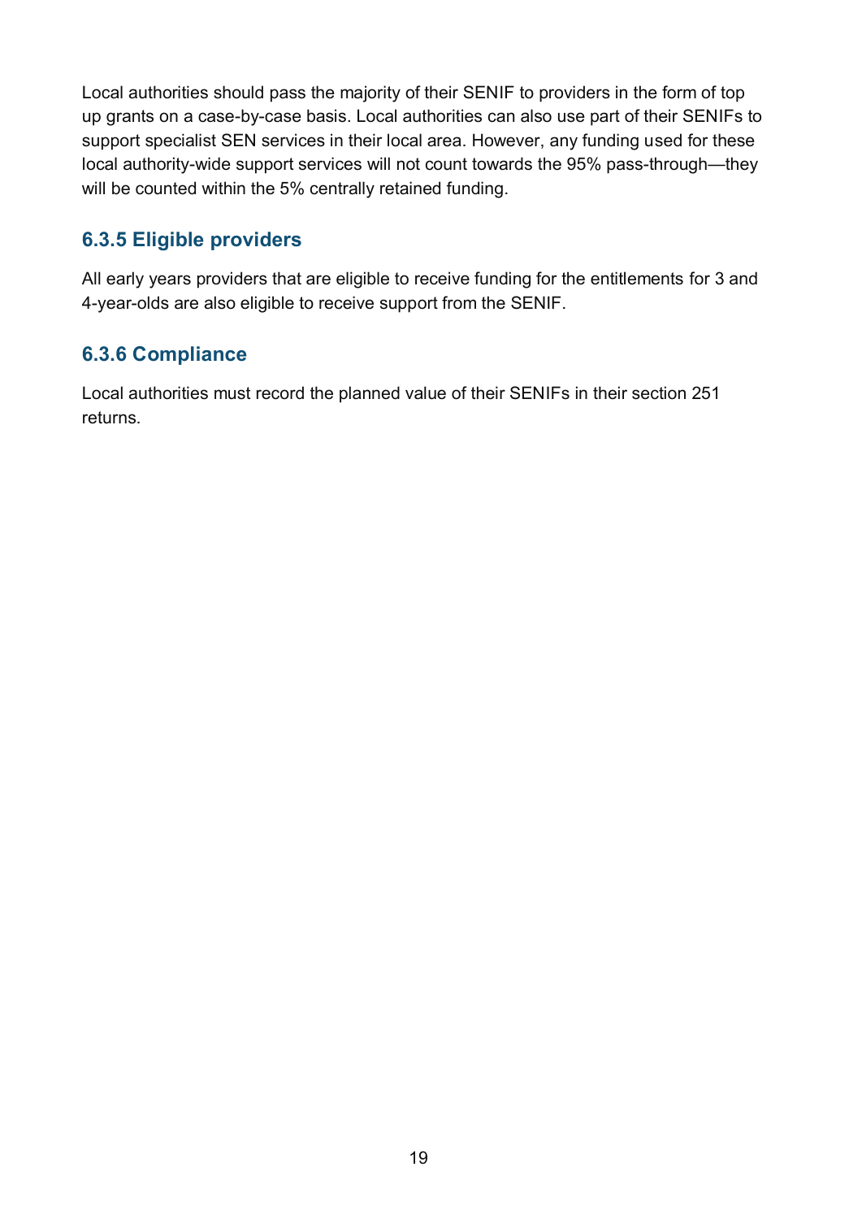Local authorities should pass the majority of their SENIF to providers in the form of top up grants on a case-by-case basis. Local authorities can also use part of their SENIFs to support specialist SEN services in their local area. However, any funding used for these local authority-wide support services will not count towards the 95% pass-through—they will be counted within the 5% centrally retained funding.

### 6.3.5 Eligible providers

All early years providers that are eligible to receive funding for the entitlements for 3 and 4-year-olds are also eligible to receive support from the SENIF.

### 6.3.6 Compliance

Local authorities must record the planned value of their SENIFs in their section 251 returns.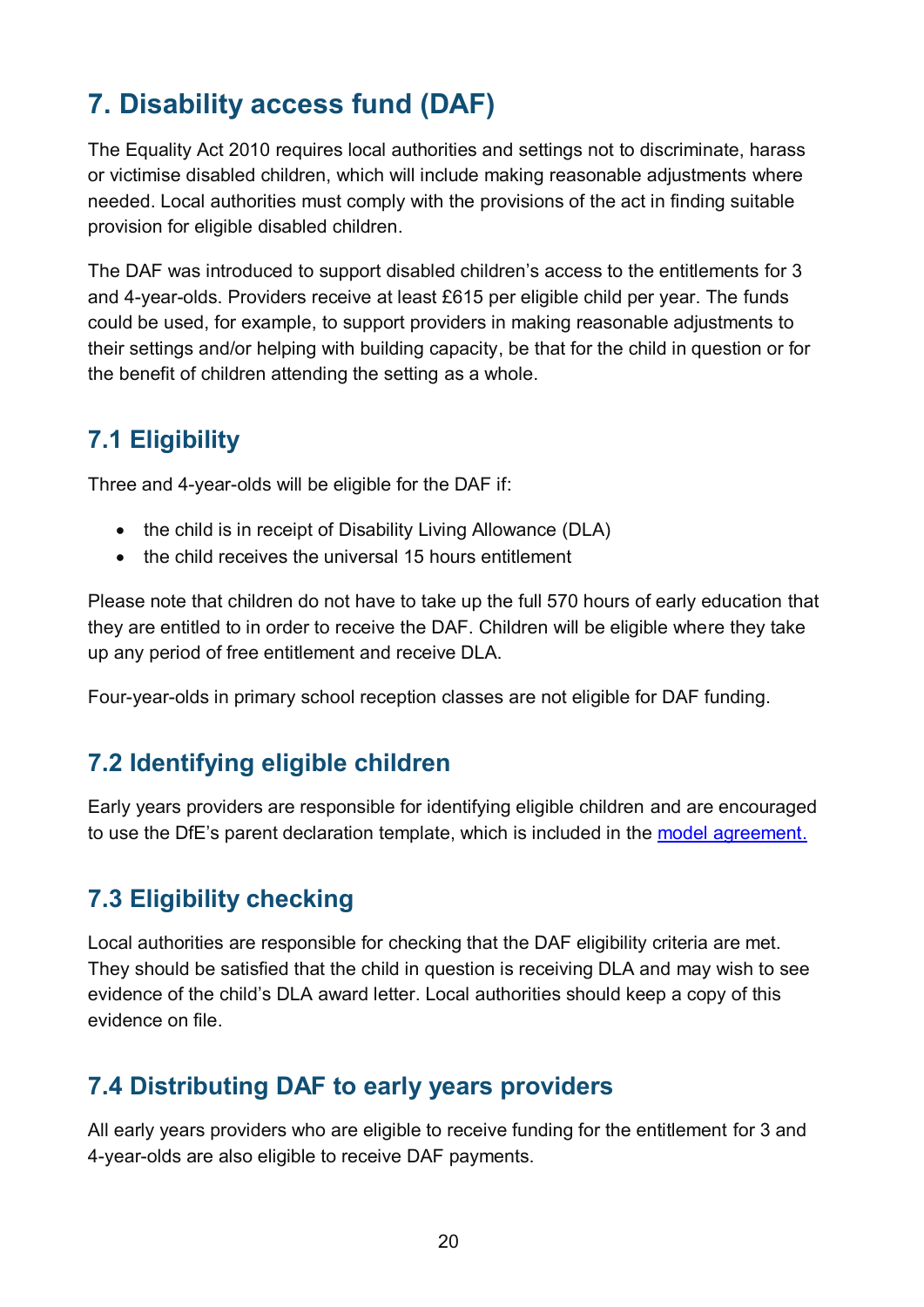## 7. Disability access fund (DAF)

The Equality Act 2010 requires local authorities and settings not to discriminate, harass or victimise disabled children, which will include making reasonable adjustments where needed. Local authorities must comply with the provisions of the act in finding suitable provision for eligible disabled children.

The DAF was introduced to support disabled children's access to the entitlements for 3 and 4-year-olds. Providers receive at least £615 per eligible child per year. The funds could be used, for example, to support providers in making reasonable adjustments to their settings and/or helping with building capacity, be that for the child in question or for the benefit of children attending the setting as a whole.

### 7.1 Eligibility

Three and 4-year-olds will be eligible for the DAF if:

- the child is in receipt of Disability Living Allowance (DLA)
- the child receives the universal 15 hours entitlement

Please note that children do not have to take up the full 570 hours of early education that they are entitled to in order to receive the DAF. Children will be eligible where they take up any period of free entitlement and receive DLA.

Four-year-olds in primary school reception classes are not eligible for DAF funding.

### 7.2 Identifying eligible children

Early years providers are responsible for identifying eligible children and are encouraged to use the DfE's parent declaration template, which is included in the model agreement.

### 7.3 Eligibility checking

Local authorities are responsible for checking that the DAF eligibility criteria are met. They should be satisfied that the child in question is receiving DLA and may wish to see evidence of the child's DLA award letter. Local authorities should keep a copy of this evidence on file.

### 7.4 Distributing DAF to early years providers

All early years providers who are eligible to receive funding for the entitlement for 3 and 4-year-olds are also eligible to receive DAF payments.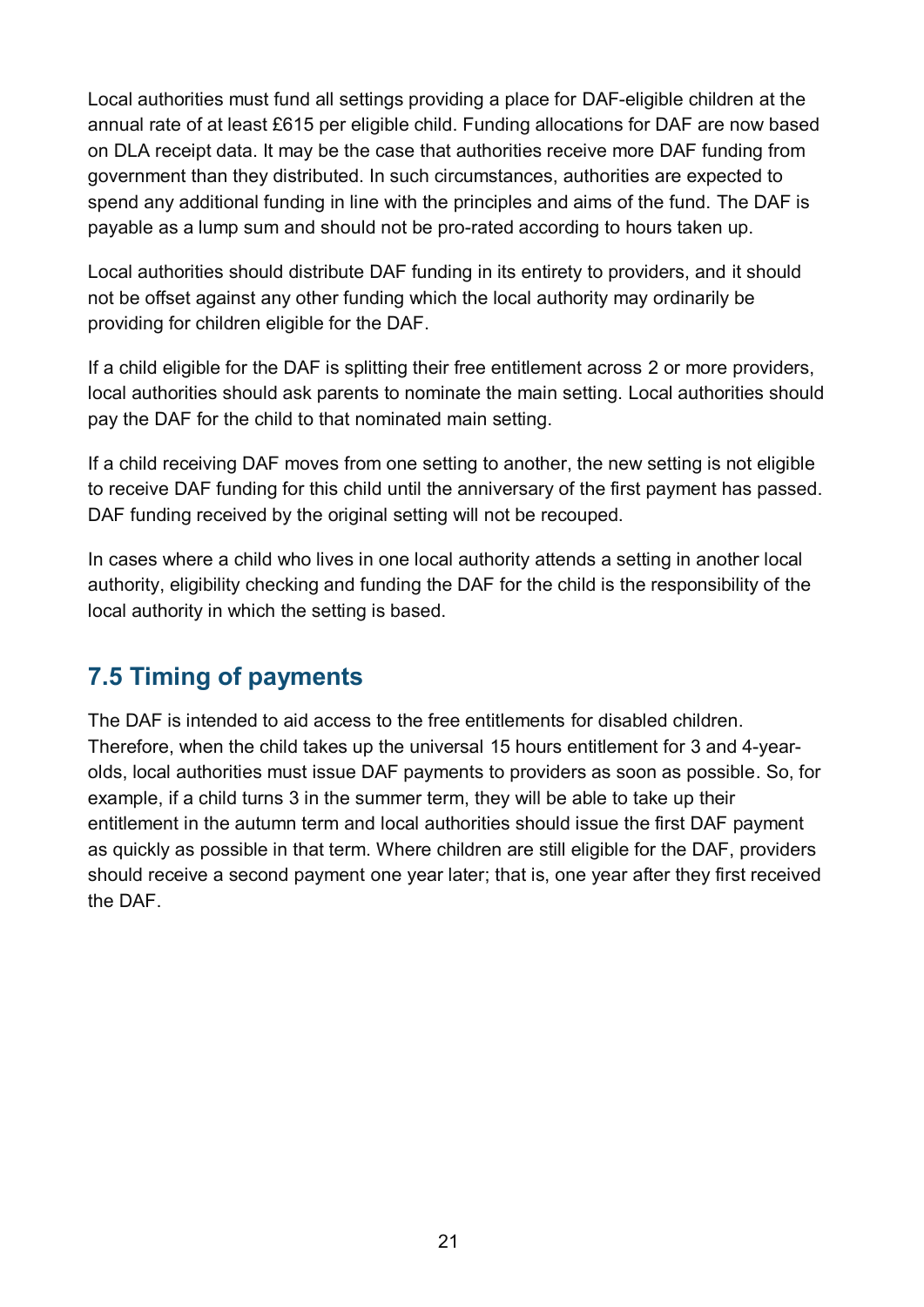Local authorities must fund all settings providing a place for DAF-eligible children at the annual rate of at least £615 per eligible child. Funding allocations for DAF are now based on DLA receipt data. It may be the case that authorities receive more DAF funding from government than they distributed. In such circumstances, authorities are expected to spend any additional funding in line with the principles and aims of the fund. The DAF is payable as a lump sum and should not be pro-rated according to hours taken up.

Local authorities should distribute DAF funding in its entirety to providers, and it should not be offset against any other funding which the local authority may ordinarily be providing for children eligible for the DAF.

If a child eligible for the DAF is splitting their free entitlement across 2 or more providers, local authorities should ask parents to nominate the main setting. Local authorities should pay the DAF for the child to that nominated main setting.

If a child receiving DAF moves from one setting to another, the new setting is not eligible to receive DAF funding for this child until the anniversary of the first payment has passed. DAF funding received by the original setting will not be recouped.

In cases where a child who lives in one local authority attends a setting in another local authority, eligibility checking and funding the DAF for the child is the responsibility of the local authority in which the setting is based.

## 7.5 Timing of payments

The DAF is intended to aid access to the free entitlements for disabled children. Therefore, when the child takes up the universal 15 hours entitlement for 3 and 4-year-olds, local authorities must issue DAF payments to providers as soon as possible. So, for example, if a child turns 3 in the summer term, they will be able to take up their entitlement in the autumn term and local authorities should issue the first DAF payment as quickly as possible in that term. Where children are still eligible for the DAF, providers should receive a second payment one year later; that is, one year after they first received the DAF.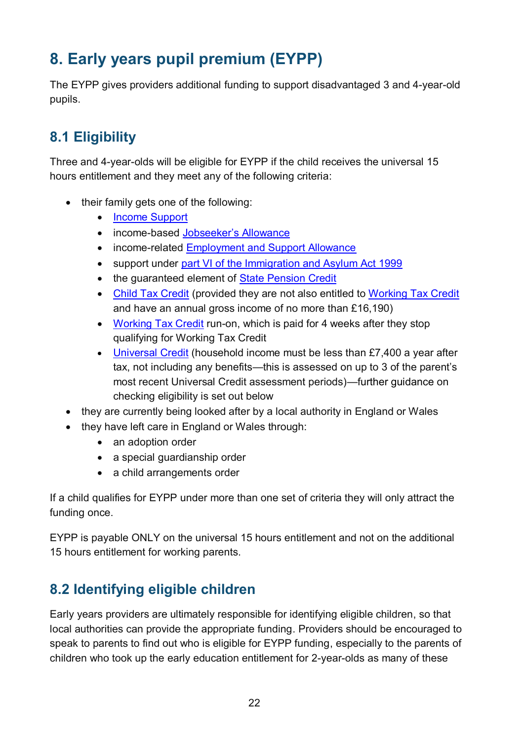# 8. Early years pupil premium (EYPP)

The EYPP gives providers additional funding to support disadvantaged 3 and 4-year-old pupils.

## 8.1 Eligibility

Three and 4-year-olds will be eligible for EYPP if the child receives the universal 15 hours entitlement and they meet any of the following criteria:

- their family gets one of the following:
  - Income Support
  - income-based Jobseeker's Allowance
  - income-related Employment and Support Allowance
  - support under part VI of the Immigration and Asylum Act 1999
  - the guaranteed element of State Pension Credit
  - Child Tax Credit (provided they are not also entitled to Working Tax Credit and have an annual gross income of no more than £16,190)
  - Working Tax Credit run-on, which is paid for 4 weeks after they stop qualifying for Working Tax Credit
  - Universal Credit (household income must be less than £7,400 a year after tax, not including any benefits—this is assessed on up to 3 of the parent's most recent Universal Credit assessment periods)—further guidance on checking eligibility is set out below
- they are currently being looked after by a local authority in England or Wales
- they have left care in England or Wales through:
  - an adoption order
  - a special guardianship order
  - a child arrangements order

If a child qualifies for EYPP under more than one set of criteria they will only attract the funding once.

EYPP is payable ONLY on the universal 15 hours entitlement and not on the additional 15 hours entitlement for working parents.

## 8.2 Identifying eligible children

Early years providers are ultimately responsible for identifying eligible children, so that local authorities can provide the appropriate funding. Providers should be encouraged to speak to parents to find out who is eligible for EYPP funding, especially to the parents of children who took up the early education entitlement for 2-year-olds as many of these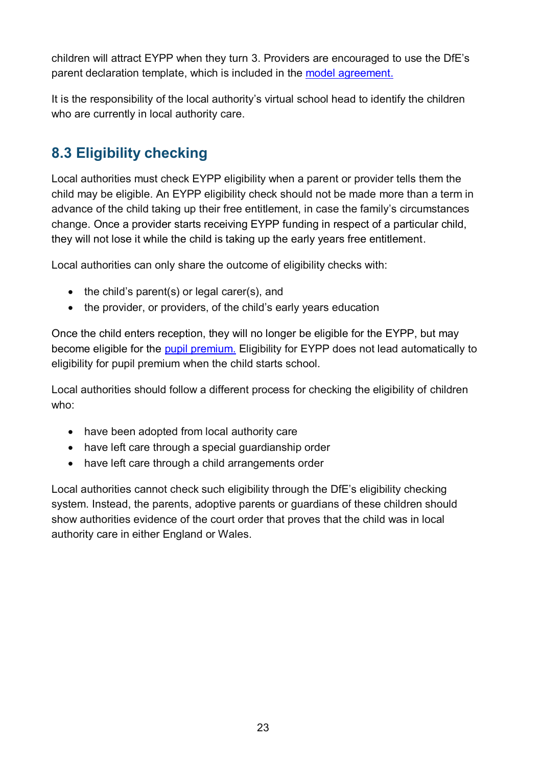children will attract EYPP when they turn 3. Providers are encouraged to use the DfE's parent declaration template, which is included in the [model agreement.](#)

It is the responsibility of the local authority's virtual school head to identify the children who are currently in local authority care.

## 8.3 Eligibility checking

Local authorities must check EYPP eligibility when a parent or provider tells them the child may be eligible. An EYPP eligibility check should not be made more than a term in advance of the child taking up their free entitlement, in case the family's circumstances change. Once a provider starts receiving EYPP funding in respect of a particular child, they will not lose it while the child is taking up the early years free entitlement.

Local authorities can only share the outcome of eligibility checks with:

- the child's parent(s) or legal carer(s), and
- the provider, or providers, of the child's early years education

Once the child enters reception, they will no longer be eligible for the EYPP, but may become eligible for the [pupil premium.](#) Eligibility for EYPP does not lead automatically to eligibility for pupil premium when the child starts school.

Local authorities should follow a different process for checking the eligibility of children who:

- have been adopted from local authority care
- have left care through a special guardianship order
- have left care through a child arrangements order

Local authorities cannot check such eligibility through the DfE's eligibility checking system. Instead, the parents, adoptive parents or guardians of these children should show authorities evidence of the court order that proves that the child was in local authority care in either England or Wales.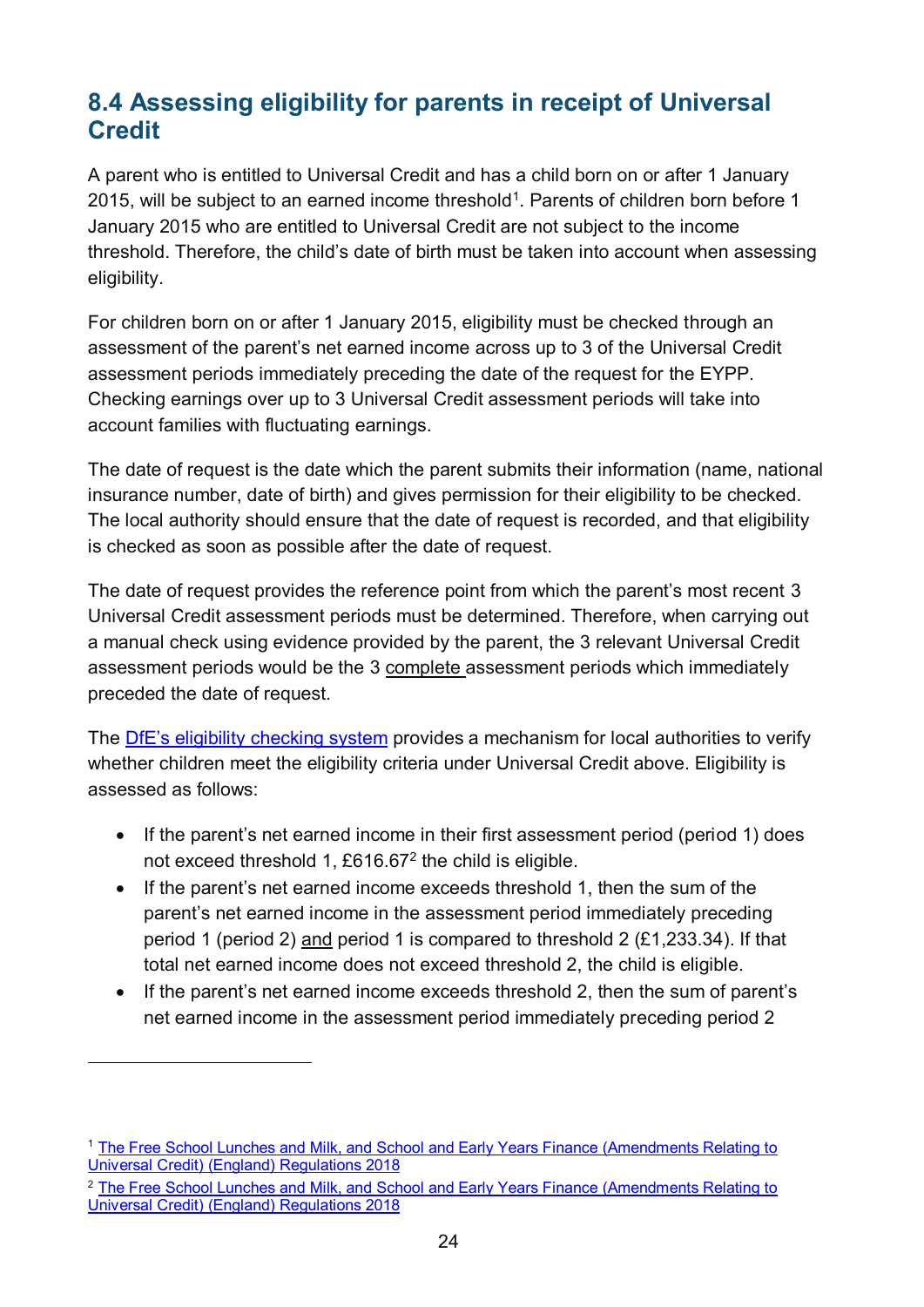## 8.4 Assessing eligibility for parents in receipt of Universal Credit

A parent who is entitled to Universal Credit and has a child born on or after 1 January 2015, will be subject to an earned income threshold[1]. Parents of children born before 1 January 2015 who are entitled to Universal Credit are not subject to the income threshold. Therefore, the child's date of birth must be taken into account when assessing eligibility.

For children born on or after 1 January 2015, eligibility must be checked through an assessment of the parent's net earned income across up to 3 of the Universal Credit assessment periods immediately preceding the date of the request for the EYPP. Checking earnings over up to 3 Universal Credit assessment periods will take into account families with fluctuating earnings.

The date of request is the date which the parent submits their information (name, national insurance number, date of birth) and gives permission for their eligibility to be checked. The local authority should ensure that the date of request is recorded, and that eligibility is checked as soon as possible after the date of request.

The date of request provides the reference point from which the parent's most recent 3 Universal Credit assessment periods must be determined. Therefore, when carrying out a manual check using evidence provided by the parent, the 3 relevant Universal Credit assessment periods would be the 3 complete assessment periods which immediately preceded the date of request.

The DfE's eligibility checking system provides a mechanism for local authorities to verify whether children meet the eligibility criteria under Universal Credit above. Eligibility is assessed as follows:

- If the parent's net earned income in their first assessment period (period 1) does not exceed threshold 1, £616.67[2] the child is eligible.
- If the parent's net earned income exceeds threshold 1, then the sum of the parent's net earned income in the assessment period immediately preceding period 1 (period 2) and period 1 is compared to threshold 2 (£1,233.34). If that total net earned income does not exceed threshold 2, the child is eligible.
- If the parent's net earned income exceeds threshold 2, then the sum of parent's net earned income in the assessment period immediately preceding period 2

---

[1] The Free School Lunches and Milk, and School and Early Years Finance (Amendments Relating to Universal Credit) (England) Regulations 2018

[2] The Free School Lunches and Milk, and School and Early Years Finance (Amendments Relating to Universal Credit) (England) Regulations 2018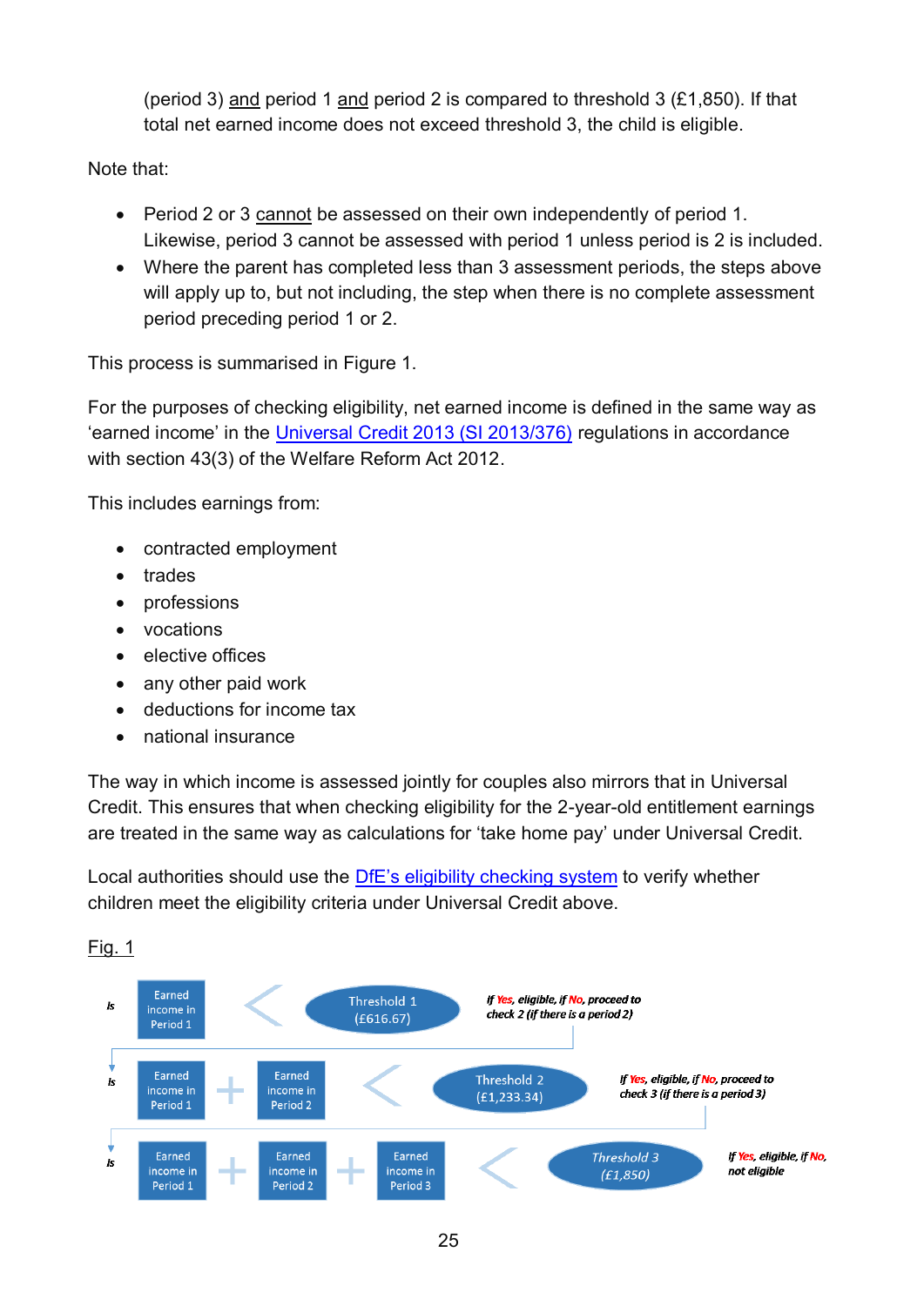(period 3) <u>and</u> period 1 <u>and</u> period 2 is compared to threshold 3 (£1,850). If that total net earned income does not exceed threshold 3, the child is eligible.

Note that:

- Period 2 or 3 <u>cannot</u> be assessed on their own independently of period 1. Likewise, period 3 cannot be assessed with period 1 unless period is 2 is included.
- Where the parent has completed less than 3 assessment periods, the steps above will apply up to, but not including, the step when there is no complete assessment period preceding period 1 or 2.

This process is summarised in Figure 1.

For the purposes of checking eligibility, net earned income is defined in the same way as 'earned income' in the [Universal Credit 2013 (SI 2013/376)](#) regulations in accordance with section 43(3) of the Welfare Reform Act 2012.

This includes earnings from:

- contracted employment
- trades
- professions
- vocations
- elective offices
- any other paid work
- deductions for income tax
- national insurance

The way in which income is assessed jointly for couples also mirrors that in Universal Credit. This ensures that when checking eligibility for the 2-year-old entitlement earnings are treated in the same way as calculations for 'take home pay' under Universal Credit.

Local authorities should use the [DfE's eligibility checking system](#) to verify whether children meet the eligibility criteria under Universal Credit above.

<u>Fig. 1</u>

*Is* Earned income in Period 1 < Threshold 1 (£616.67) — *If Yes, eligible, if No, proceed to check 2 (if there is a period 2)*

*Is* Earned income in Period 1 + Earned income in Period 2 < Threshold 2 (£1,233.34) — *If Yes, eligible, if No, proceed to check 3 (if there is a period 3)*

*Is* Earned income in Period 1 + Earned income in Period 2 + Earned income in Period 3 < *Threshold 3 (£1,850)* — *If Yes, eligible, if No, not eligible*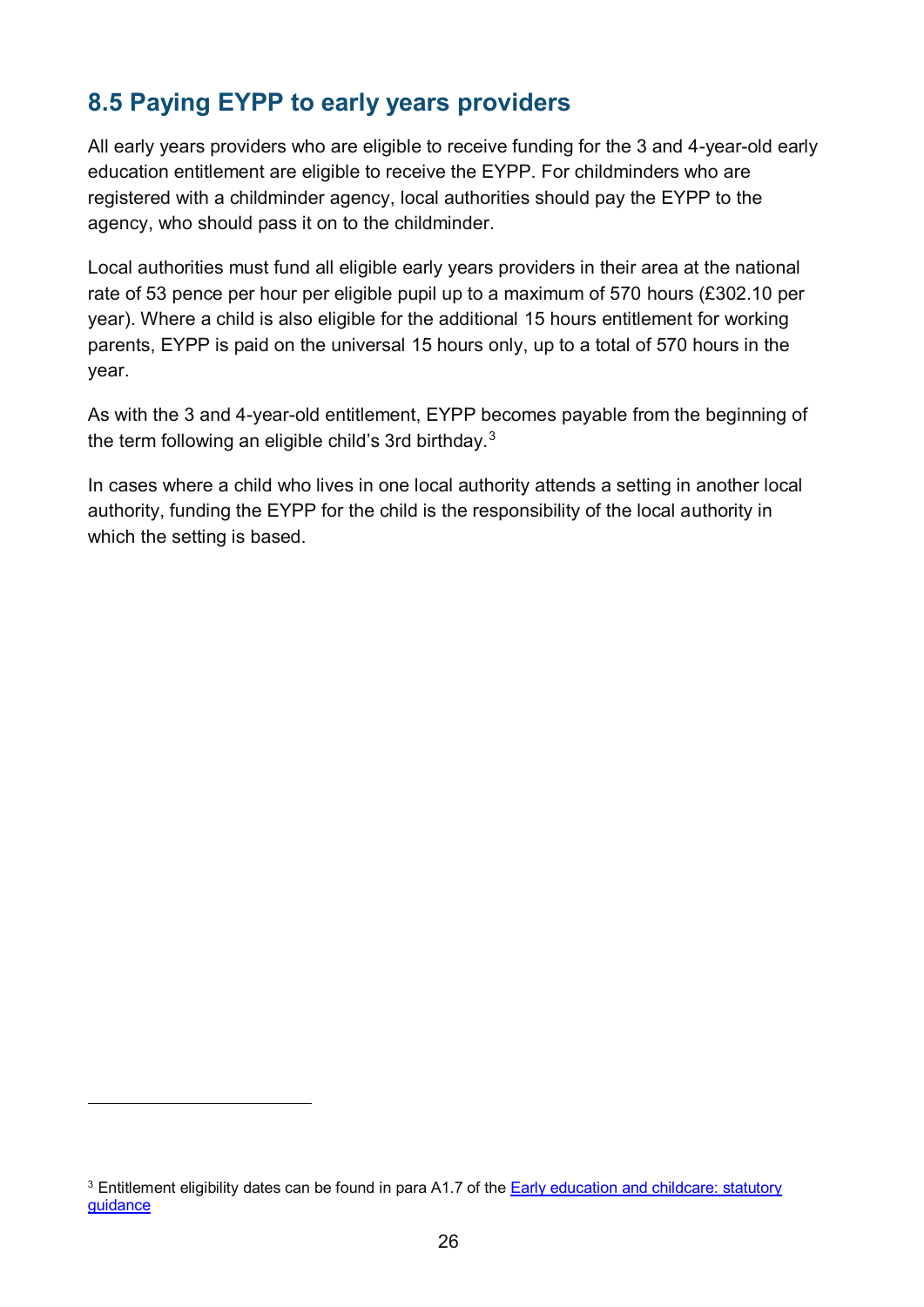## 8.5 Paying EYPP to early years providers

All early years providers who are eligible to receive funding for the 3 and 4-year-old early education entitlement are eligible to receive the EYPP. For childminders who are registered with a childminder agency, local authorities should pay the EYPP to the agency, who should pass it on to the childminder.

Local authorities must fund all eligible early years providers in their area at the national rate of 53 pence per hour per eligible pupil up to a maximum of 570 hours (£302.10 per year). Where a child is also eligible for the additional 15 hours entitlement for working parents, EYPP is paid on the universal 15 hours only, up to a total of 570 hours in the year.

As with the 3 and 4-year-old entitlement, EYPP becomes payable from the beginning of the term following an eligible child's 3rd birthday.[3]

In cases where a child who lives in one local authority attends a setting in another local authority, funding the EYPP for the child is the responsibility of the local authority in which the setting is based.

---

[3] Entitlement eligibility dates can be found in para A1.7 of the [Early education and childcare: statutory guidance]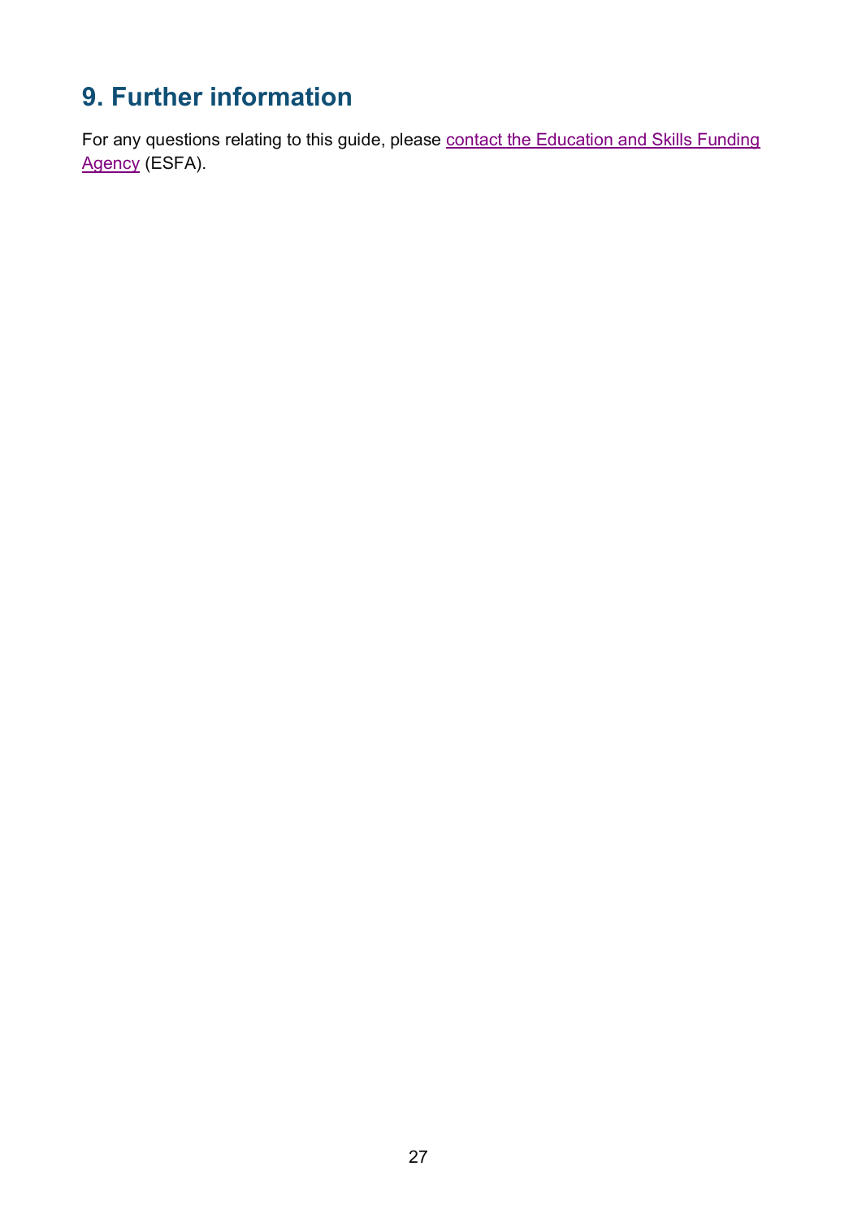## 9. Further information

For any questions relating to this guide, please contact the Education and Skills Funding Agency (ESFA).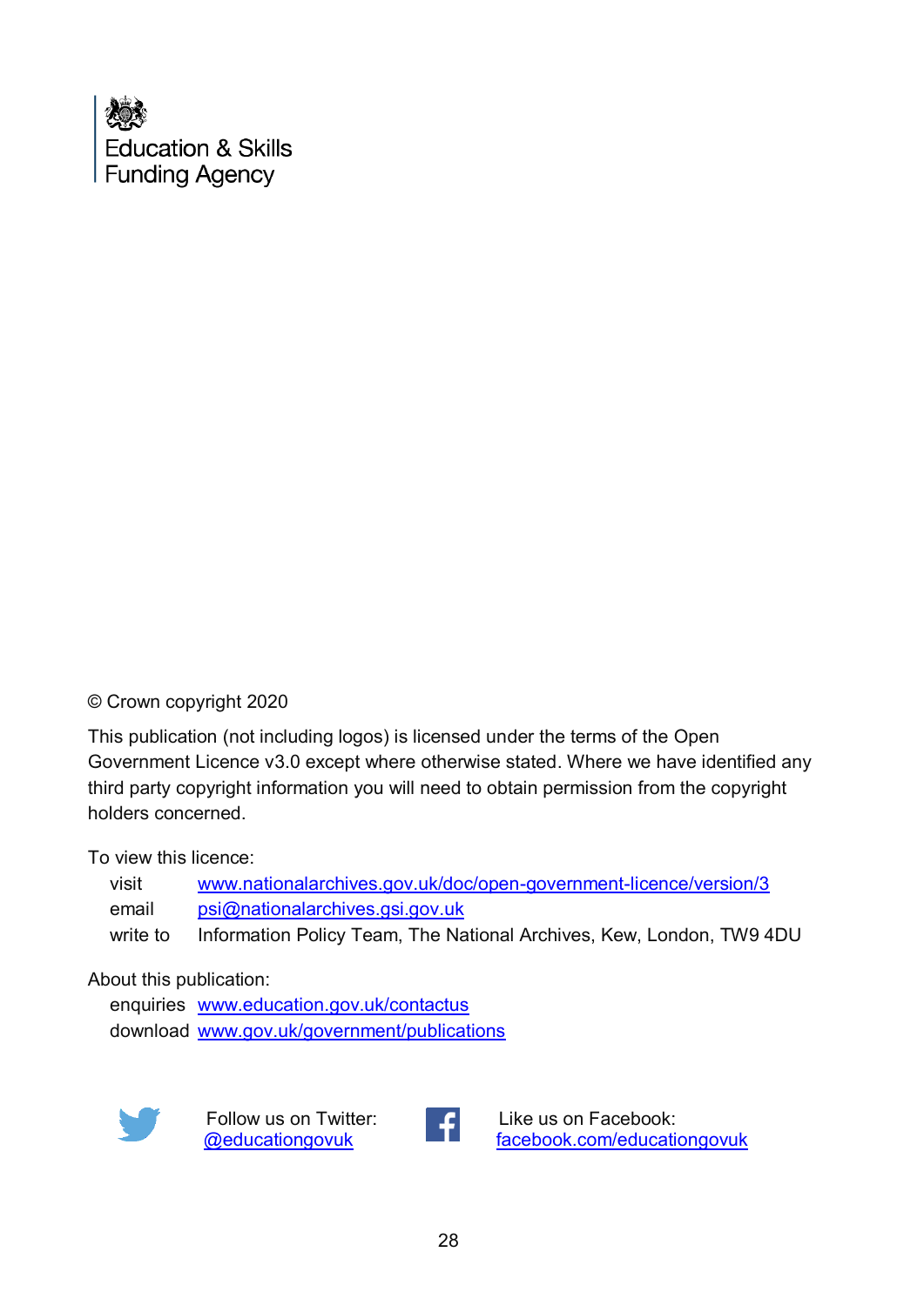Education & Skills
Funding Agency

© Crown copyright 2020

This publication (not including logos) is licensed under the terms of the Open Government Licence v3.0 except where otherwise stated. Where we have identified any third party copyright information you will need to obtain permission from the copyright holders concerned.

To view this licence:

visit www.nationalarchives.gov.uk/doc/open-government-licence/version/3
email psi@nationalarchives.gsi.gov.uk
write to Information Policy Team, The National Archives, Kew, London, TW9 4DU

About this publication:

enquiries www.education.gov.uk/contactus
download www.gov.uk/government/publications

Follow us on Twitter:
@educationgovuk

Like us on Facebook:
facebook.com/educationgovuk